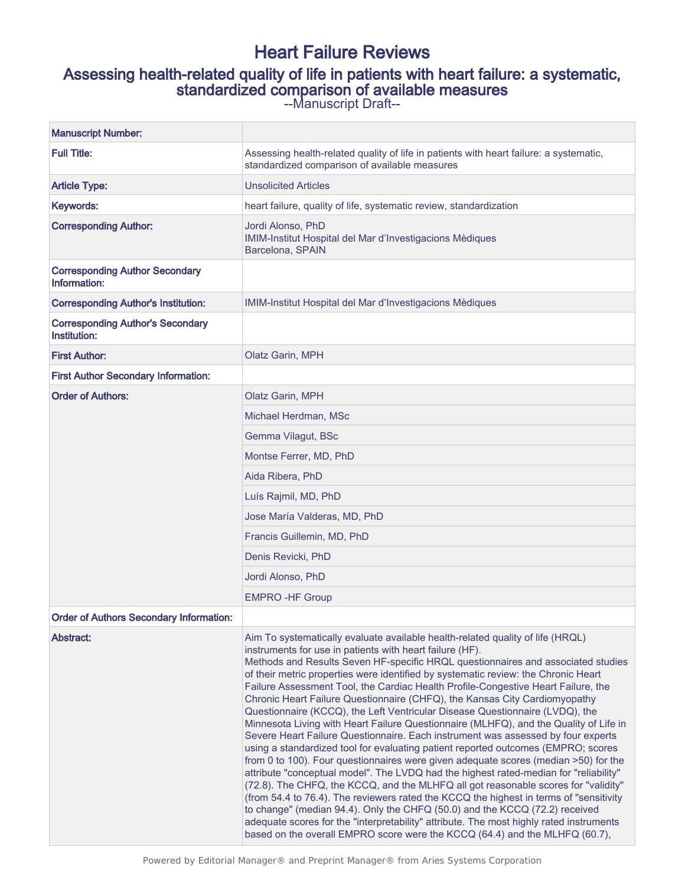# Heart Failure Reviews

## Assessing health-related quality of life in patients with heart failure: a systematic, standardized comparison of available measures

--Manuscript Draft--

| Manuscript Number: | |
|---|---|
| **Full Title:** | Assessing health-related quality of life in patients with heart failure: a systematic, standardized comparison of available measures |
| **Article Type:** | Unsolicited Articles |
| **Keywords:** | heart failure, quality of life, systematic review, standardization |
| **Corresponding Author:** | Jordi Alonso, PhD<br>IMIM-Institut Hospital del Mar d'Investigacions Mèdiques<br>Barcelona, SPAIN |
| **Corresponding Author Secondary Information:** | |
| **Corresponding Author's Institution:** | IMIM-Institut Hospital del Mar d'Investigacions Mèdiques |
| **Corresponding Author's Secondary Institution:** | |
| **First Author:** | Olatz Garin, MPH |
| **First Author Secondary Information:** | |
| **Order of Authors:** | Olatz Garin, MPH |
| | Michael Herdman, MSc |
| | Gemma Vilagut, BSc |
| | Montse Ferrer, MD, PhD |
| | Aida Ribera, PhD |
| | Luís Rajmil, MD, PhD |
| | Jose María Valderas, MD, PhD |
| | Francis Guillemin, MD, PhD |
| | Denis Revicki, PhD |
| | Jordi Alonso, PhD |
| | EMPRO -HF Group |
| **Order of Authors Secondary Information:** | |
| **Abstract:** | Aim To systematically evaluate available health-related quality of life (HRQL) instruments for use in patients with heart failure (HF).<br>Methods and Results Seven HF-specific HRQL questionnaires and associated studies of their metric properties were identified by systematic review: the Chronic Heart Failure Assessment Tool, the Cardiac Health Profile-Congestive Heart Failure, the Chronic Heart Failure Questionnaire (CHFQ), the Kansas City Cardiomyopathy Questionnaire (KCCQ), the Left Ventricular Disease Questionnaire (LVDQ), the Minnesota Living with Heart Failure Questionnaire (MLHFQ), and the Quality of Life in Severe Heart Failure Questionnaire. Each instrument was assessed by four experts using a standardized tool for evaluating patient reported outcomes (EMPRO; scores from 0 to 100). Four questionnaires were given adequate scores (median >50) for the attribute "conceptual model". The LVDQ had the highest rated-median for "reliability" (72.8). The CHFQ, the KCCQ, and the MLHFQ all got reasonable scores for "validity" (from 54.4 to 76.4). The reviewers rated the KCCQ the highest in terms of "sensitivity to change" (median 94.4). Only the CHFQ (50.0) and the KCCQ (72.2) received adequate scores for the "interpretability" attribute. The most highly rated instruments based on the overall EMPRO score were the KCCQ (64.4) and the MLHFQ (60.7), |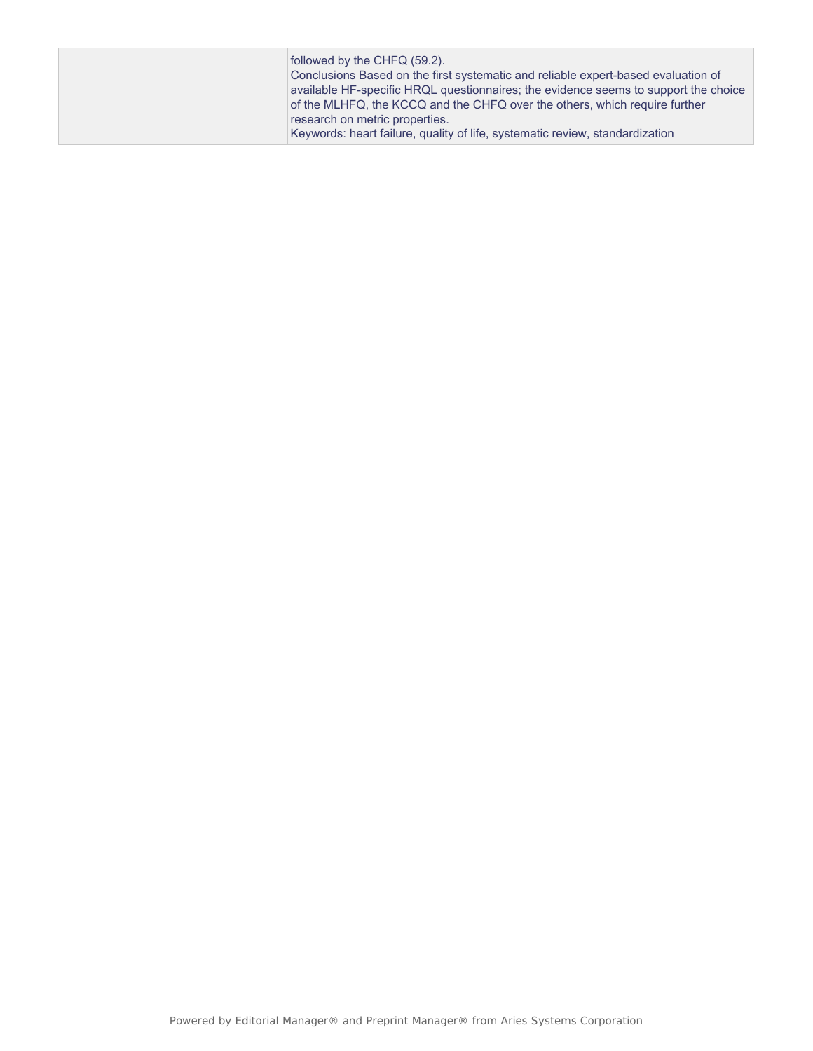| | |
|---|---|
| | followed by the CHFQ (59.2).<br>Conclusions Based on the first systematic and reliable expert-based evaluation of available HF-specific HRQL questionnaires; the evidence seems to support the choice of the MLHFQ, the KCCQ and the CHFQ over the others, which require further research on metric properties.<br>Keywords: heart failure, quality of life, systematic review, standardization |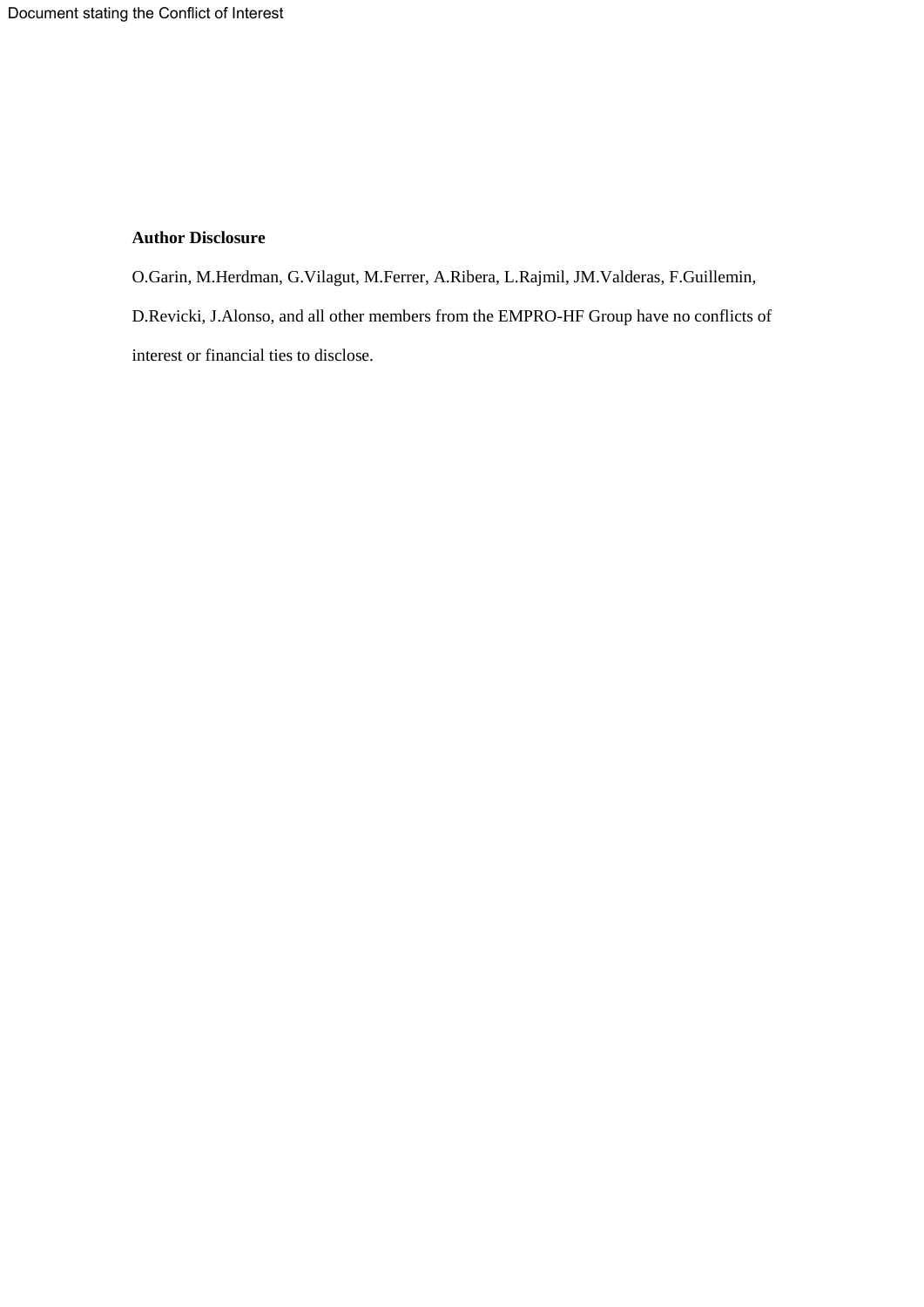Document stating the Conflict of Interest

**Author Disclosure**

O.Garin, M.Herdman, G.Vilagut, M.Ferrer, A.Ribera, L.Rajmil, JM.Valderas, F.Guillemin, D.Revicki, J.Alonso, and all other members from the EMPRO-HF Group have no conflicts of interest or financial ties to disclose.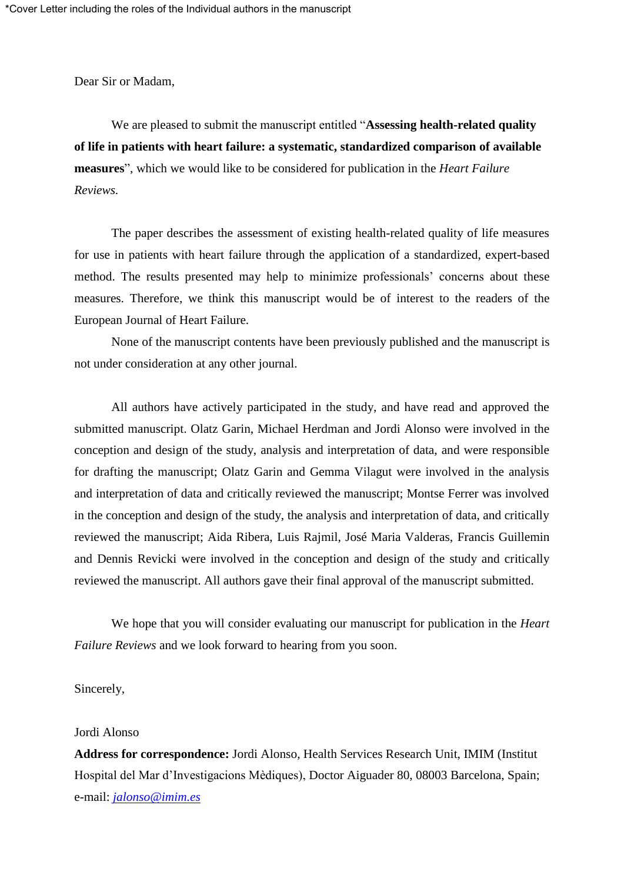*Cover Letter including the roles of the Individual authors in the manuscript

Dear Sir or Madam,

We are pleased to submit the manuscript entitled "**Assessing health-related quality of life in patients with heart failure: a systematic, standardized comparison of available measures**", which we would like to be considered for publication in the *Heart Failure Reviews*.

The paper describes the assessment of existing health-related quality of life measures for use in patients with heart failure through the application of a standardized, expert-based method. The results presented may help to minimize professionals' concerns about these measures. Therefore, we think this manuscript would be of interest to the readers of the European Journal of Heart Failure.

None of the manuscript contents have been previously published and the manuscript is not under consideration at any other journal.

All authors have actively participated in the study, and have read and approved the submitted manuscript. Olatz Garin, Michael Herdman and Jordi Alonso were involved in the conception and design of the study, analysis and interpretation of data, and were responsible for drafting the manuscript; Olatz Garin and Gemma Vilagut were involved in the analysis and interpretation of data and critically reviewed the manuscript; Montse Ferrer was involved in the conception and design of the study, the analysis and interpretation of data, and critically reviewed the manuscript; Aida Ribera, Luis Rajmil, José Maria Valderas, Francis Guillemin and Dennis Revicki were involved in the conception and design of the study and critically reviewed the manuscript. All authors gave their final approval of the manuscript submitted.

We hope that you will consider evaluating our manuscript for publication in the *Heart Failure Reviews* and we look forward to hearing from you soon.

Sincerely,

Jordi Alonso

**Address for correspondence:** Jordi Alonso, Health Services Research Unit, IMIM (Institut Hospital del Mar d'Investigacions Mèdiques), Doctor Aiguader 80, 08003 Barcelona, Spain; e-mail: jalonso@imim.es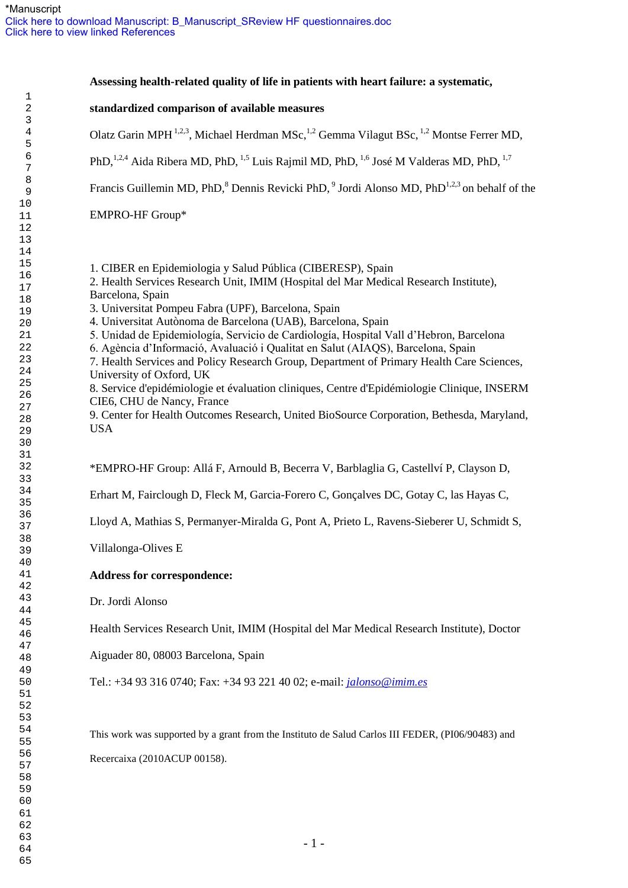*Manuscript

Click here to download Manuscript: B_Manuscript_SReview HF questionnaires.doc

Click here to view linked References

**Assessing health-related quality of life in patients with heart failure: a systematic, standardized comparison of available measures**

Olatz Garin MPH [1,2,3], Michael Herdman MSc,[1,2] Gemma Vilagut BSc, [1,2] Montse Ferrer MD, PhD,[1,2,4] Aida Ribera MD, PhD, [1,5] Luis Rajmil MD, PhD, [1,6] José M Valderas MD, PhD, [1,7] Francis Guillemin MD, PhD,[8] Dennis Revicki PhD, [9] Jordi Alonso MD, PhD[1,2,3] on behalf of the EMPRO-HF Group*

1. CIBER en Epidemiologia y Salud Pública (CIBERESP), Spain
2. Health Services Research Unit, IMIM (Hospital del Mar Medical Research Institute), Barcelona, Spain
3. Universitat Pompeu Fabra (UPF), Barcelona, Spain
4. Universitat Autònoma de Barcelona (UAB), Barcelona, Spain
5. Unidad de Epidemiología, Servicio de Cardiología, Hospital Vall d'Hebron, Barcelona
6. Agència d'Informació, Avaluació i Qualitat en Salut (AIAQS), Barcelona, Spain
7. Health Services and Policy Research Group, Department of Primary Health Care Sciences, University of Oxford, UK
8. Service d'epidémiologie et évaluation cliniques, Centre d'Epidémiologie Clinique, INSERM CIE6, CHU de Nancy, France
9. Center for Health Outcomes Research, United BioSource Corporation, Bethesda, Maryland, USA

*EMPRO-HF Group: Allá F, Arnould B, Becerra V, Barblaglia G, Castellví P, Clayson D, Erhart M, Fairclough D, Fleck M, Garcia-Forero C, Gonçalves DC, Gotay C, las Hayas C, Lloyd A, Mathias S, Permanyer-Miralda G, Pont A, Prieto L, Ravens-Sieberer U, Schmidt S, Villalonga-Olives E

**Address for correspondence:**

Dr. Jordi Alonso

Health Services Research Unit, IMIM (Hospital del Mar Medical Research Institute), Doctor Aiguader 80, 08003 Barcelona, Spain

Tel.: +34 93 316 0740; Fax: +34 93 221 40 02; e-mail: jalonso@imim.es

This work was supported by a grant from the Instituto de Salud Carlos III FEDER, (PI06/90483) and Recercaixa (2010ACUP 00158).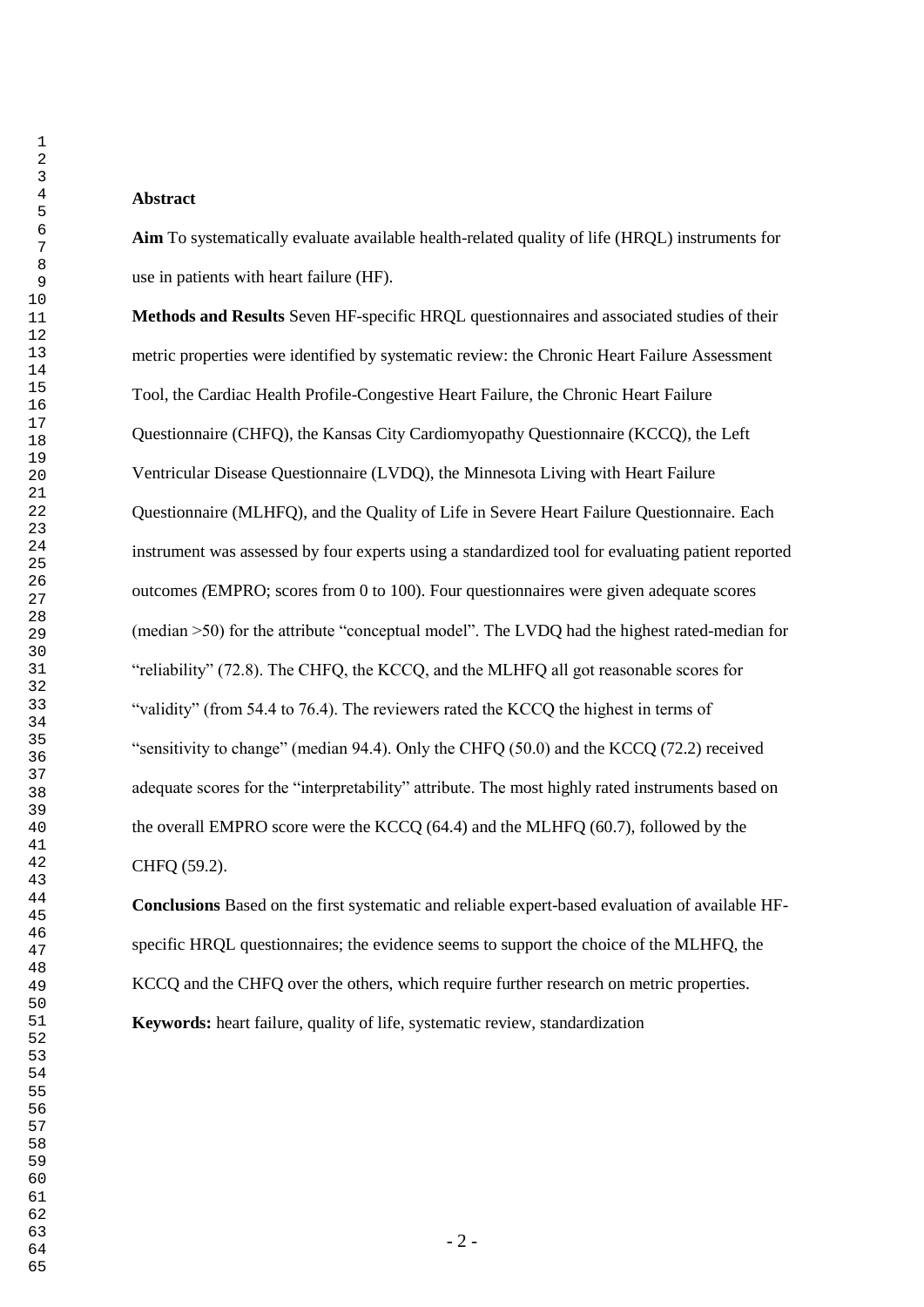## Abstract

**Aim** To systematically evaluate available health-related quality of life (HRQL) instruments for use in patients with heart failure (HF).

**Methods and Results** Seven HF-specific HRQL questionnaires and associated studies of their metric properties were identified by systematic review: the Chronic Heart Failure Assessment Tool, the Cardiac Health Profile-Congestive Heart Failure, the Chronic Heart Failure Questionnaire (CHFQ), the Kansas City Cardiomyopathy Questionnaire (KCCQ), the Left Ventricular Disease Questionnaire (LVDQ), the Minnesota Living with Heart Failure Questionnaire (MLHFQ), and the Quality of Life in Severe Heart Failure Questionnaire. Each instrument was assessed by four experts using a standardized tool for evaluating patient reported outcomes *(*EMPRO; scores from 0 to 100). Four questionnaires were given adequate scores (median >50) for the attribute "conceptual model". The LVDQ had the highest rated-median for "reliability" (72.8). The CHFQ, the KCCQ, and the MLHFQ all got reasonable scores for "validity" (from 54.4 to 76.4). The reviewers rated the KCCQ the highest in terms of "sensitivity to change" (median 94.4). Only the CHFQ (50.0) and the KCCQ (72.2) received adequate scores for the "interpretability" attribute. The most highly rated instruments based on the overall EMPRO score were the KCCQ (64.4) and the MLHFQ (60.7), followed by the CHFQ (59.2).

**Conclusions** Based on the first systematic and reliable expert-based evaluation of available HF-specific HRQL questionnaires; the evidence seems to support the choice of the MLHFQ, the KCCQ and the CHFQ over the others, which require further research on metric properties.

**Keywords:** heart failure, quality of life, systematic review, standardization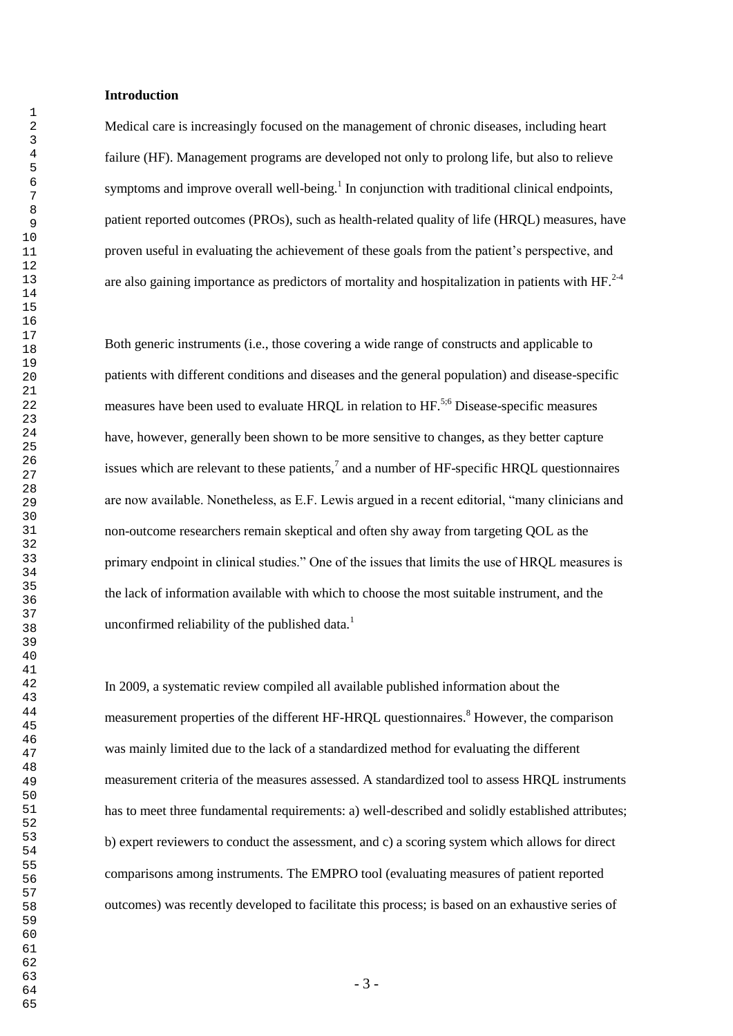## Introduction

Medical care is increasingly focused on the management of chronic diseases, including heart failure (HF). Management programs are developed not only to prolong life, but also to relieve symptoms and improve overall well-being.[1] In conjunction with traditional clinical endpoints, patient reported outcomes (PROs), such as health-related quality of life (HRQL) measures, have proven useful in evaluating the achievement of these goals from the patient's perspective, and are also gaining importance as predictors of mortality and hospitalization in patients with HF.[2-4]

Both generic instruments (i.e., those covering a wide range of constructs and applicable to patients with different conditions and diseases and the general population) and disease-specific measures have been used to evaluate HRQL in relation to HF.[5;6] Disease-specific measures have, however, generally been shown to be more sensitive to changes, as they better capture issues which are relevant to these patients,[7] and a number of HF-specific HRQL questionnaires are now available. Nonetheless, as E.F. Lewis argued in a recent editorial, "many clinicians and non-outcome researchers remain skeptical and often shy away from targeting QOL as the primary endpoint in clinical studies." One of the issues that limits the use of HRQL measures is the lack of information available with which to choose the most suitable instrument, and the unconfirmed reliability of the published data.[1]

In 2009, a systematic review compiled all available published information about the measurement properties of the different HF-HRQL questionnaires.[8] However, the comparison was mainly limited due to the lack of a standardized method for evaluating the different measurement criteria of the measures assessed. A standardized tool to assess HRQL instruments has to meet three fundamental requirements: a) well-described and solidly established attributes; b) expert reviewers to conduct the assessment, and c) a scoring system which allows for direct comparisons among instruments. The EMPRO tool (evaluating measures of patient reported outcomes) was recently developed to facilitate this process; is based on an exhaustive series of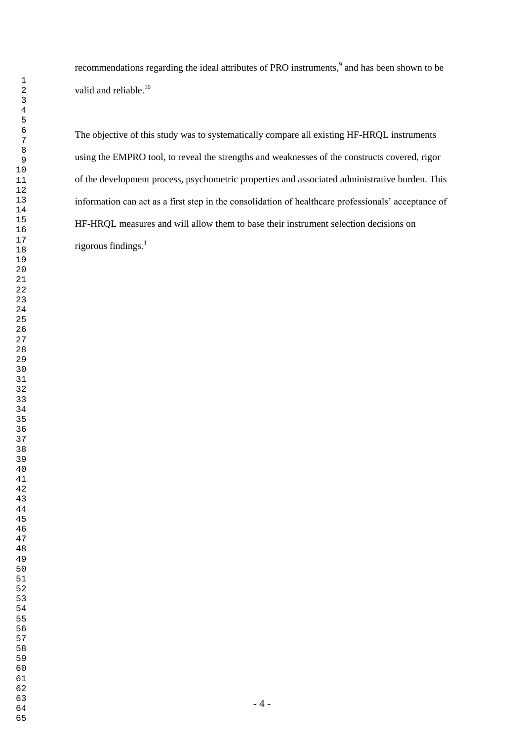recommendations regarding the ideal attributes of PRO instruments,[9] and has been shown to be valid and reliable.[10]

The objective of this study was to systematically compare all existing HF-HRQL instruments using the EMPRO tool, to reveal the strengths and weaknesses of the constructs covered, rigor of the development process, psychometric properties and associated administrative burden. This information can act as a first step in the consolidation of healthcare professionals' acceptance of HF-HRQL measures and will allow them to base their instrument selection decisions on rigorous findings.[1]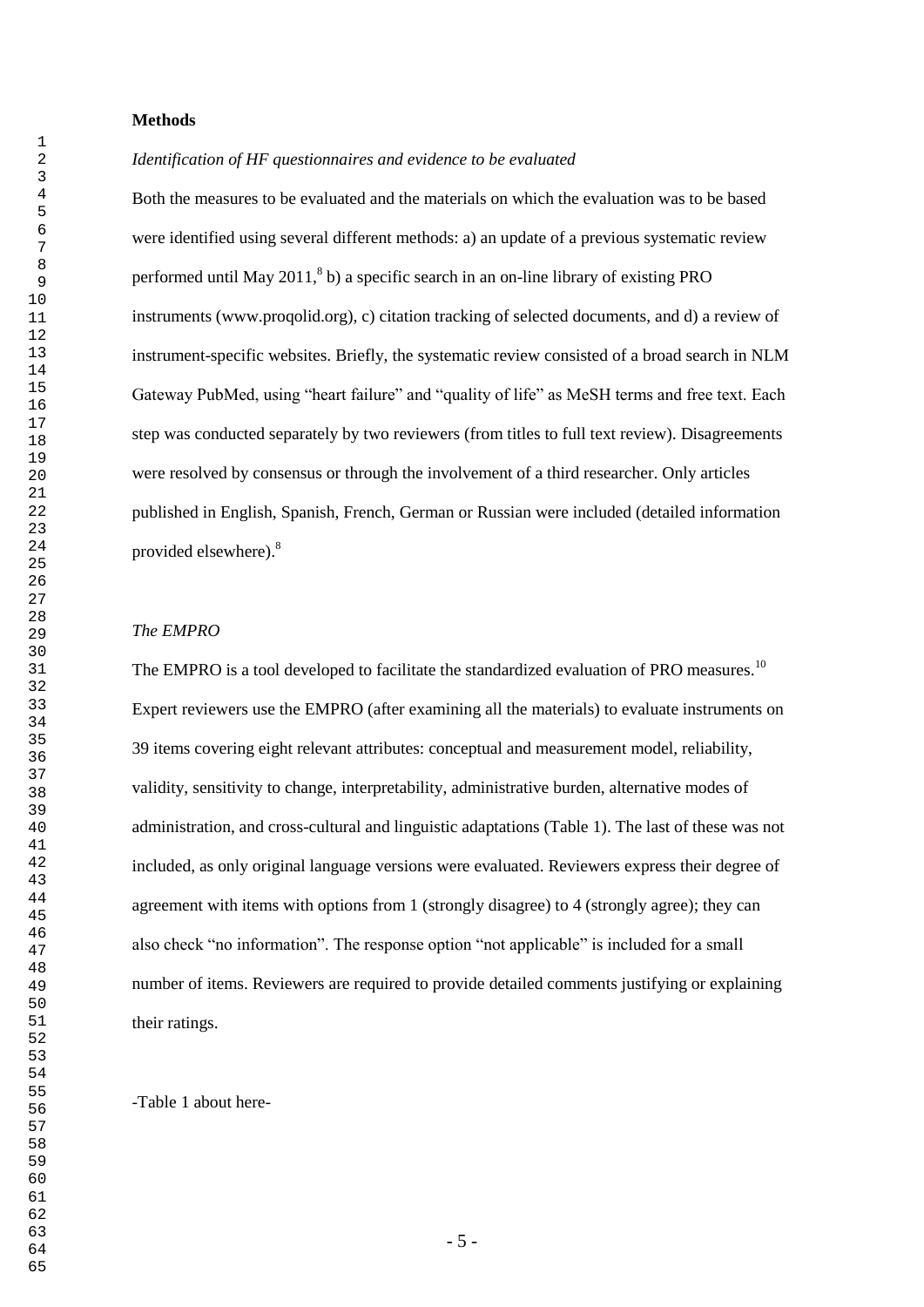**Methods**

*Identification of HF questionnaires and evidence to be evaluated*

Both the measures to be evaluated and the materials on which the evaluation was to be based were identified using several different methods: a) an update of a previous systematic review performed until May 2011,[8] b) a specific search in an on-line library of existing PRO instruments (www.proqolid.org), c) citation tracking of selected documents, and d) a review of instrument-specific websites. Briefly, the systematic review consisted of a broad search in NLM Gateway PubMed, using "heart failure" and "quality of life" as MeSH terms and free text. Each step was conducted separately by two reviewers (from titles to full text review). Disagreements were resolved by consensus or through the involvement of a third researcher. Only articles published in English, Spanish, French, German or Russian were included (detailed information provided elsewhere).[8]

*The EMPRO*

The EMPRO is a tool developed to facilitate the standardized evaluation of PRO measures.[10] Expert reviewers use the EMPRO (after examining all the materials) to evaluate instruments on 39 items covering eight relevant attributes: conceptual and measurement model, reliability, validity, sensitivity to change, interpretability, administrative burden, alternative modes of administration, and cross-cultural and linguistic adaptations (Table 1). The last of these was not included, as only original language versions were evaluated. Reviewers express their degree of agreement with items with options from 1 (strongly disagree) to 4 (strongly agree); they can also check "no information". The response option "not applicable" is included for a small number of items. Reviewers are required to provide detailed comments justifying or explaining their ratings.

-Table 1 about here-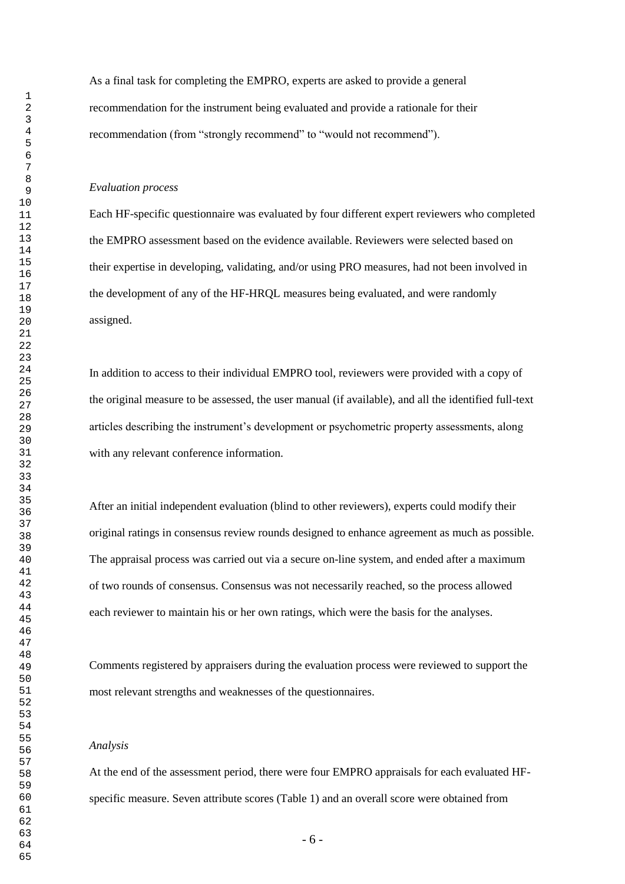As a final task for completing the EMPRO, experts are asked to provide a general recommendation for the instrument being evaluated and provide a rationale for their recommendation (from "strongly recommend" to "would not recommend").

*Evaluation process*

Each HF-specific questionnaire was evaluated by four different expert reviewers who completed the EMPRO assessment based on the evidence available. Reviewers were selected based on their expertise in developing, validating, and/or using PRO measures, had not been involved in the development of any of the HF-HRQL measures being evaluated, and were randomly assigned.

In addition to access to their individual EMPRO tool, reviewers were provided with a copy of the original measure to be assessed, the user manual (if available), and all the identified full-text articles describing the instrument's development or psychometric property assessments, along with any relevant conference information.

After an initial independent evaluation (blind to other reviewers), experts could modify their original ratings in consensus review rounds designed to enhance agreement as much as possible. The appraisal process was carried out via a secure on-line system, and ended after a maximum of two rounds of consensus. Consensus was not necessarily reached, so the process allowed each reviewer to maintain his or her own ratings, which were the basis for the analyses.

Comments registered by appraisers during the evaluation process were reviewed to support the most relevant strengths and weaknesses of the questionnaires.

*Analysis*

At the end of the assessment period, there were four EMPRO appraisals for each evaluated HF-specific measure. Seven attribute scores (Table 1) and an overall score were obtained from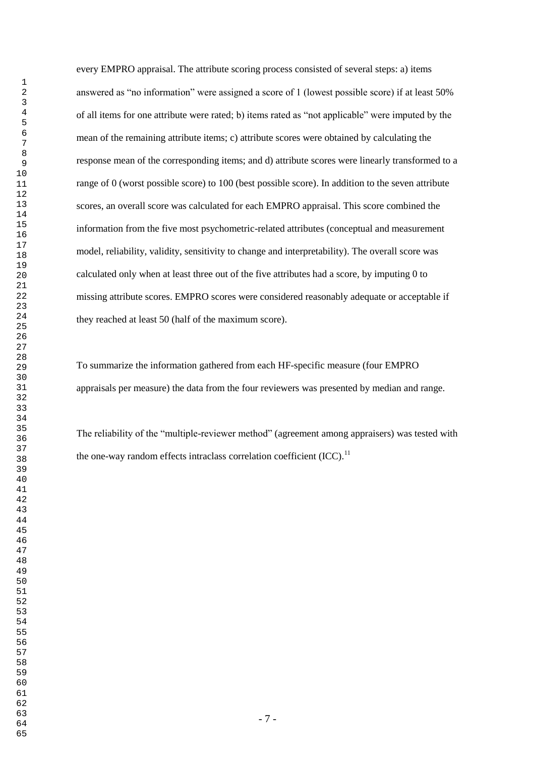every EMPRO appraisal. The attribute scoring process consisted of several steps: a) items answered as "no information" were assigned a score of 1 (lowest possible score) if at least 50% of all items for one attribute were rated; b) items rated as "not applicable" were imputed by the mean of the remaining attribute items; c) attribute scores were obtained by calculating the response mean of the corresponding items; and d) attribute scores were linearly transformed to a range of 0 (worst possible score) to 100 (best possible score). In addition to the seven attribute scores, an overall score was calculated for each EMPRO appraisal. This score combined the information from the five most psychometric-related attributes (conceptual and measurement model, reliability, validity, sensitivity to change and interpretability). The overall score was calculated only when at least three out of the five attributes had a score, by imputing 0 to missing attribute scores. EMPRO scores were considered reasonably adequate or acceptable if they reached at least 50 (half of the maximum score).

To summarize the information gathered from each HF-specific measure (four EMPRO appraisals per measure) the data from the four reviewers was presented by median and range.

The reliability of the "multiple-reviewer method" (agreement among appraisers) was tested with the one-way random effects intraclass correlation coefficient (ICC).[11]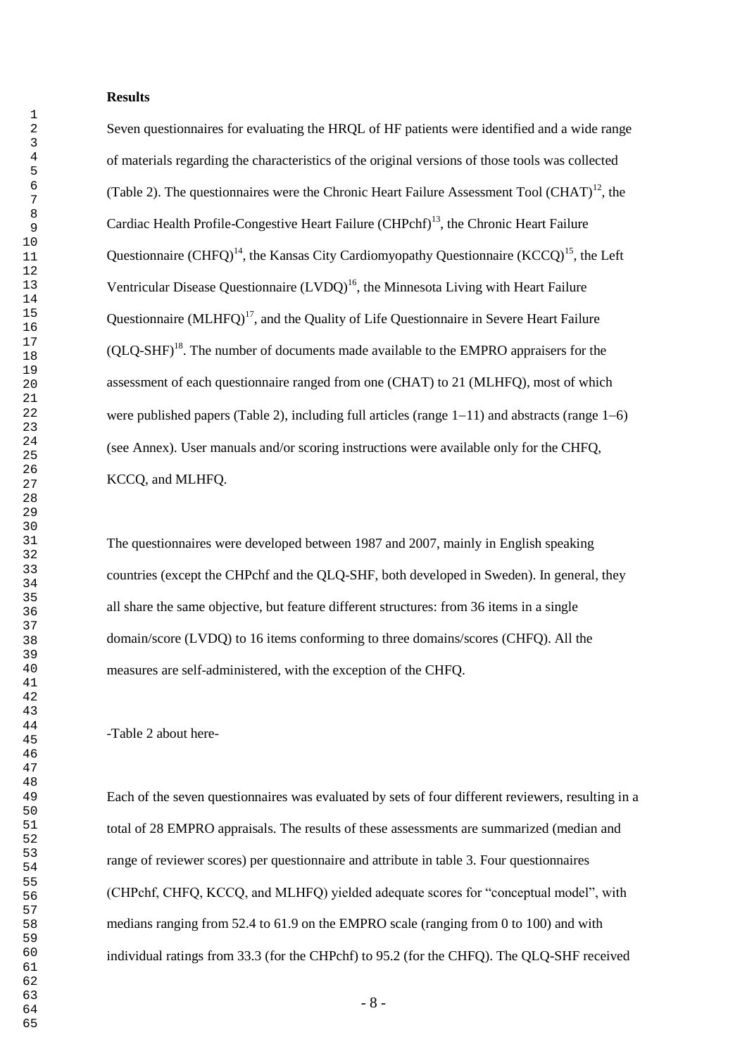**Results**

Seven questionnaires for evaluating the HRQL of HF patients were identified and a wide range of materials regarding the characteristics of the original versions of those tools was collected (Table 2). The questionnaires were the Chronic Heart Failure Assessment Tool (CHAT)[12], the Cardiac Health Profile-Congestive Heart Failure (CHPchf)[13], the Chronic Heart Failure Questionnaire (CHFQ)[14], the Kansas City Cardiomyopathy Questionnaire (KCCQ)[15], the Left Ventricular Disease Questionnaire (LVDQ)[16], the Minnesota Living with Heart Failure Questionnaire (MLHFQ)[17], and the Quality of Life Questionnaire in Severe Heart Failure (QLQ-SHF)[18]. The number of documents made available to the EMPRO appraisers for the assessment of each questionnaire ranged from one (CHAT) to 21 (MLHFQ), most of which were published papers (Table 2), including full articles (range 1–11) and abstracts (range 1–6) (see Annex). User manuals and/or scoring instructions were available only for the CHFQ, KCCQ, and MLHFQ.

The questionnaires were developed between 1987 and 2007, mainly in English speaking countries (except the CHPchf and the QLQ-SHF, both developed in Sweden). In general, they all share the same objective, but feature different structures: from 36 items in a single domain/score (LVDQ) to 16 items conforming to three domains/scores (CHFQ). All the measures are self-administered, with the exception of the CHFQ.

-Table 2 about here-

Each of the seven questionnaires was evaluated by sets of four different reviewers, resulting in a total of 28 EMPRO appraisals. The results of these assessments are summarized (median and range of reviewer scores) per questionnaire and attribute in table 3. Four questionnaires (CHPchf, CHFQ, KCCQ, and MLHFQ) yielded adequate scores for "conceptual model", with medians ranging from 52.4 to 61.9 on the EMPRO scale (ranging from 0 to 100) and with individual ratings from 33.3 (for the CHPchf) to 95.2 (for the CHFQ). The QLQ-SHF received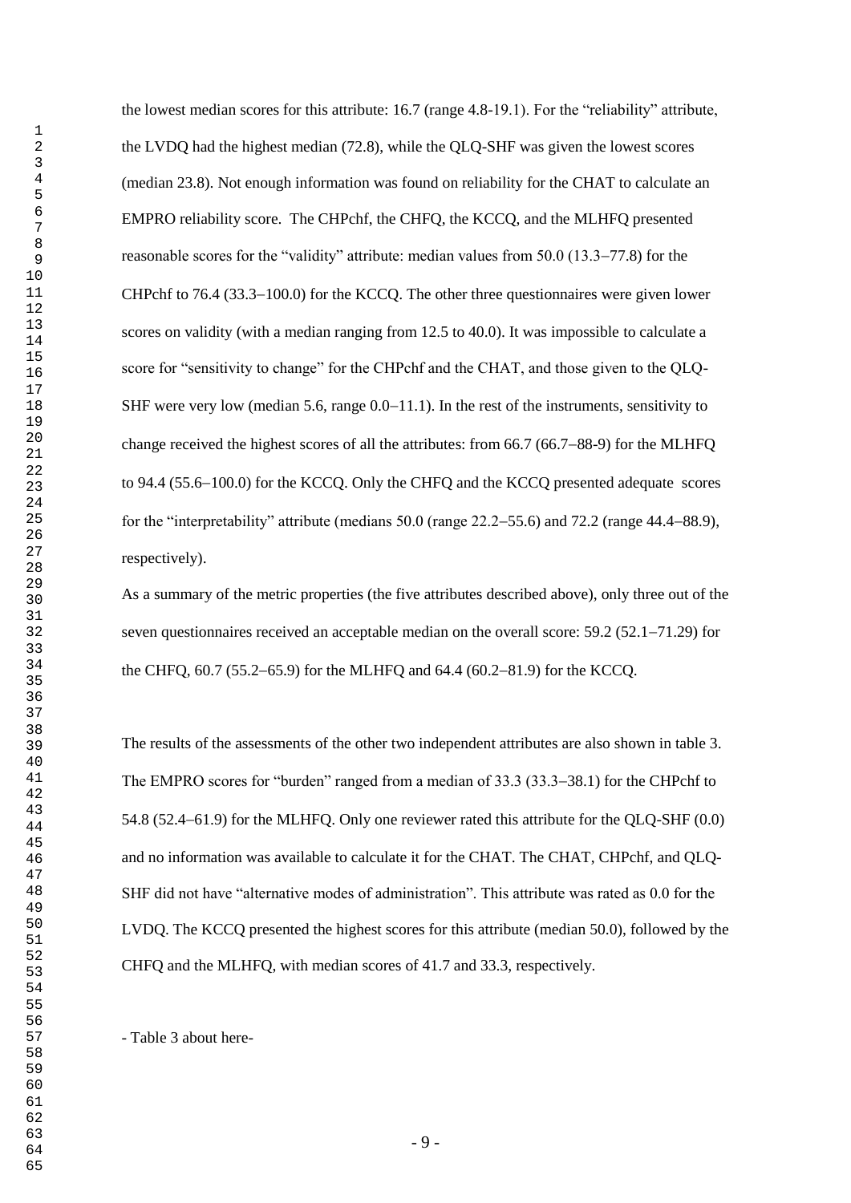the lowest median scores for this attribute: 16.7 (range 4.8-19.1). For the “reliability” attribute, the LVDQ had the highest median (72.8), while the QLQ-SHF was given the lowest scores (median 23.8). Not enough information was found on reliability for the CHAT to calculate an EMPRO reliability score. The CHPchf, the CHFQ, the KCCQ, and the MLHFQ presented reasonable scores for the “validity” attribute: median values from 50.0 (13.3−77.8) for the CHPchf to 76.4 (33.3−100.0) for the KCCQ. The other three questionnaires were given lower scores on validity (with a median ranging from 12.5 to 40.0). It was impossible to calculate a score for “sensitivity to change” for the CHPchf and the CHAT, and those given to the QLQ-SHF were very low (median 5.6, range 0.0−11.1). In the rest of the instruments, sensitivity to change received the highest scores of all the attributes: from 66.7 (66.7−88-9) for the MLHFQ to 94.4 (55.6−100.0) for the KCCQ. Only the CHFQ and the KCCQ presented adequate scores for the “interpretability” attribute (medians 50.0 (range 22.2−55.6) and 72.2 (range 44.4−88.9), respectively).

As a summary of the metric properties (the five attributes described above), only three out of the seven questionnaires received an acceptable median on the overall score: 59.2 (52.1−71.29) for the CHFQ, 60.7 (55.2−65.9) for the MLHFQ and 64.4 (60.2−81.9) for the KCCQ.

The results of the assessments of the other two independent attributes are also shown in table 3. The EMPRO scores for “burden” ranged from a median of 33.3 (33.3−38.1) for the CHPchf to 54.8 (52.4−61.9) for the MLHFQ. Only one reviewer rated this attribute for the QLQ-SHF (0.0) and no information was available to calculate it for the CHAT. The CHAT, CHPchf, and QLQ-SHF did not have “alternative modes of administration”. This attribute was rated as 0.0 for the LVDQ. The KCCQ presented the highest scores for this attribute (median 50.0), followed by the CHFQ and the MLHFQ, with median scores of 41.7 and 33.3, respectively.

- Table 3 about here-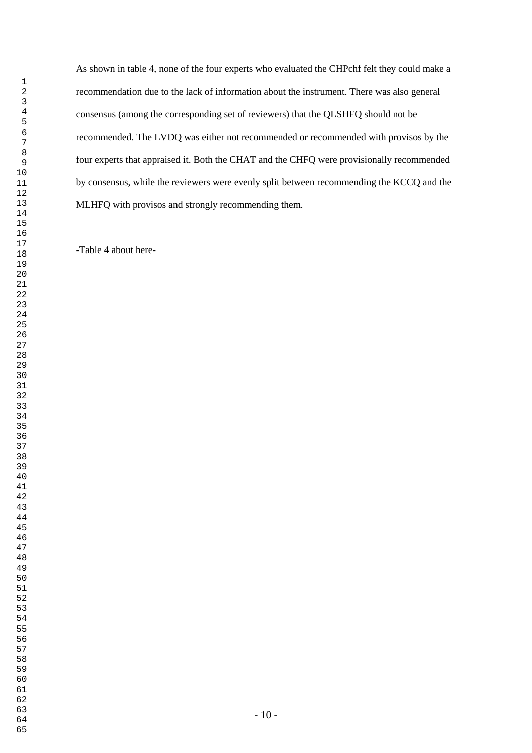As shown in table 4, none of the four experts who evaluated the CHPchf felt they could make a recommendation due to the lack of information about the instrument. There was also general consensus (among the corresponding set of reviewers) that the QLSHFQ should not be recommended. The LVDQ was either not recommended or recommended with provisos by the four experts that appraised it. Both the CHAT and the CHFQ were provisionally recommended by consensus, while the reviewers were evenly split between recommending the KCCQ and the MLHFQ with provisos and strongly recommending them.

-Table 4 about here-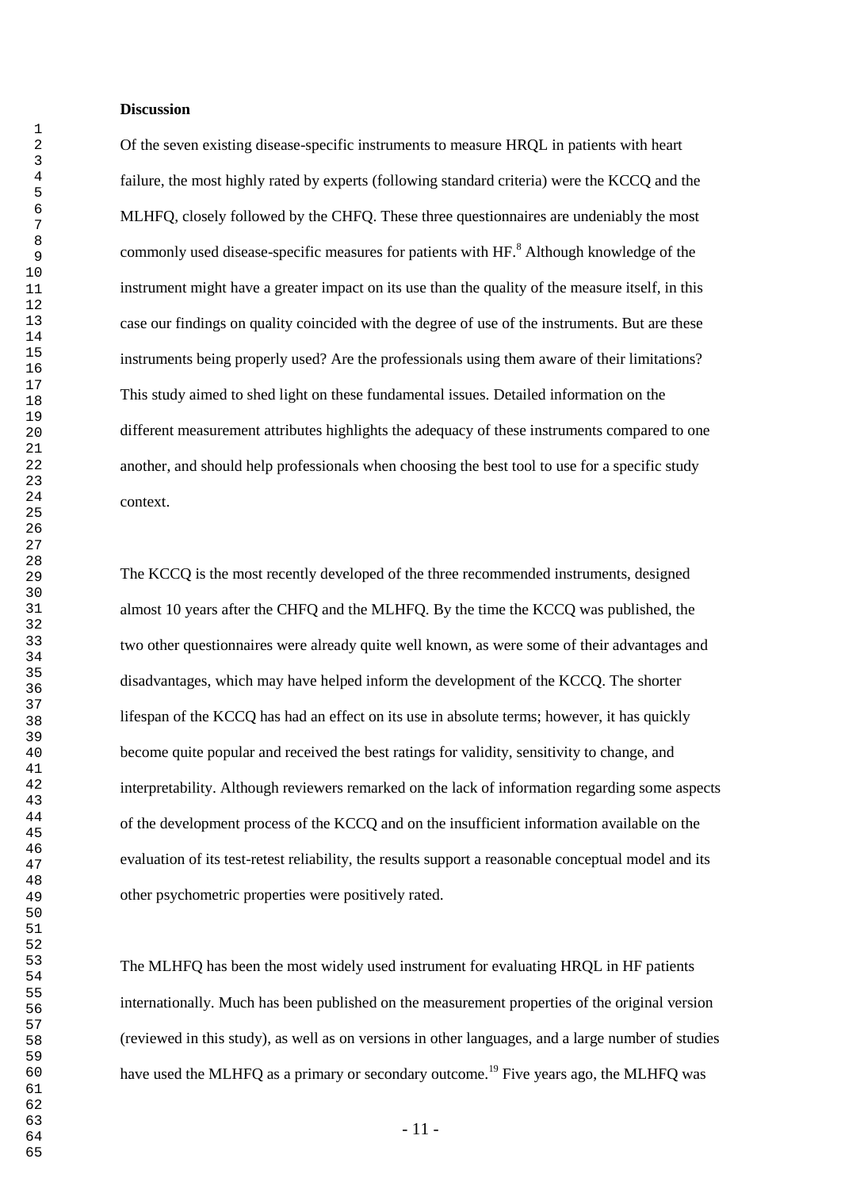**Discussion**

Of the seven existing disease-specific instruments to measure HRQL in patients with heart failure, the most highly rated by experts (following standard criteria) were the KCCQ and the MLHFQ, closely followed by the CHFQ. These three questionnaires are undeniably the most commonly used disease-specific measures for patients with HF.[8] Although knowledge of the instrument might have a greater impact on its use than the quality of the measure itself, in this case our findings on quality coincided with the degree of use of the instruments. But are these instruments being properly used? Are the professionals using them aware of their limitations? This study aimed to shed light on these fundamental issues. Detailed information on the different measurement attributes highlights the adequacy of these instruments compared to one another, and should help professionals when choosing the best tool to use for a specific study context.

The KCCQ is the most recently developed of the three recommended instruments, designed almost 10 years after the CHFQ and the MLHFQ. By the time the KCCQ was published, the two other questionnaires were already quite well known, as were some of their advantages and disadvantages, which may have helped inform the development of the KCCQ. The shorter lifespan of the KCCQ has had an effect on its use in absolute terms; however, it has quickly become quite popular and received the best ratings for validity, sensitivity to change, and interpretability. Although reviewers remarked on the lack of information regarding some aspects of the development process of the KCCQ and on the insufficient information available on the evaluation of its test-retest reliability, the results support a reasonable conceptual model and its other psychometric properties were positively rated.

The MLHFQ has been the most widely used instrument for evaluating HRQL in HF patients internationally. Much has been published on the measurement properties of the original version (reviewed in this study), as well as on versions in other languages, and a large number of studies have used the MLHFQ as a primary or secondary outcome.[19] Five years ago, the MLHFQ was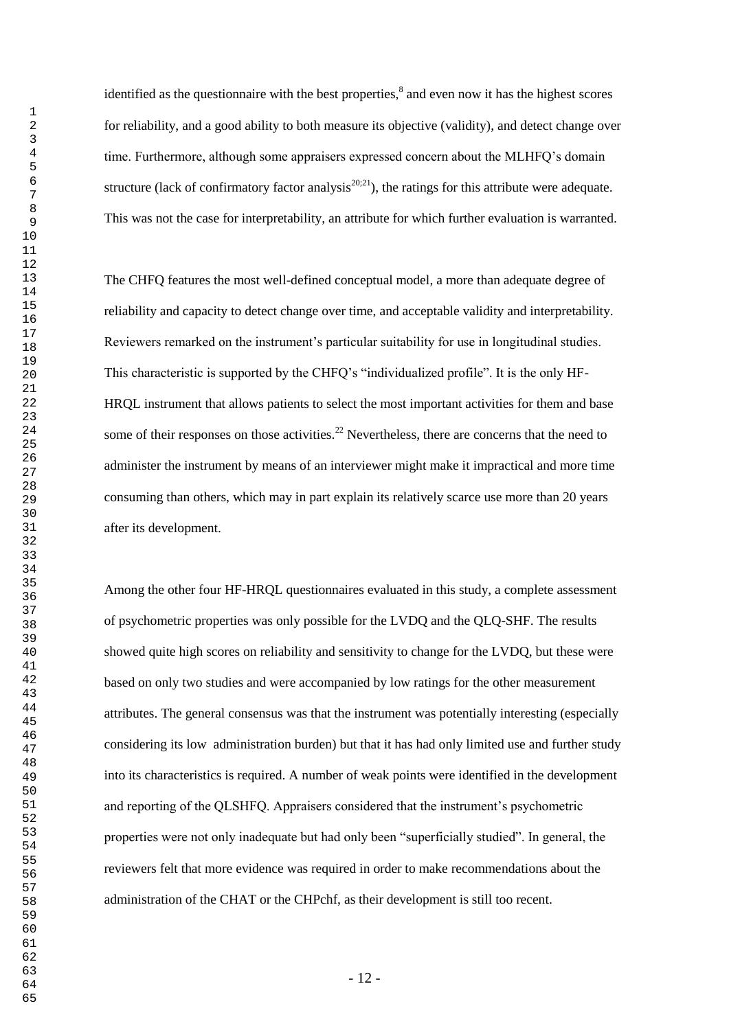identified as the questionnaire with the best properties,[8] and even now it has the highest scores for reliability, and a good ability to both measure its objective (validity), and detect change over time. Furthermore, although some appraisers expressed concern about the MLHFQ's domain structure (lack of confirmatory factor analysis[20;21]), the ratings for this attribute were adequate. This was not the case for interpretability, an attribute for which further evaluation is warranted.

The CHFQ features the most well-defined conceptual model, a more than adequate degree of reliability and capacity to detect change over time, and acceptable validity and interpretability. Reviewers remarked on the instrument's particular suitability for use in longitudinal studies. This characteristic is supported by the CHFQ's "individualized profile". It is the only HF-HRQL instrument that allows patients to select the most important activities for them and base some of their responses on those activities.[22] Nevertheless, there are concerns that the need to administer the instrument by means of an interviewer might make it impractical and more time consuming than others, which may in part explain its relatively scarce use more than 20 years after its development.

Among the other four HF-HRQL questionnaires evaluated in this study, a complete assessment of psychometric properties was only possible for the LVDQ and the QLQ-SHF. The results showed quite high scores on reliability and sensitivity to change for the LVDQ, but these were based on only two studies and were accompanied by low ratings for the other measurement attributes. The general consensus was that the instrument was potentially interesting (especially considering its low administration burden) but that it has had only limited use and further study into its characteristics is required. A number of weak points were identified in the development and reporting of the QLSHFQ. Appraisers considered that the instrument's psychometric properties were not only inadequate but had only been "superficially studied". In general, the reviewers felt that more evidence was required in order to make recommendations about the administration of the CHAT or the CHPchf, as their development is still too recent.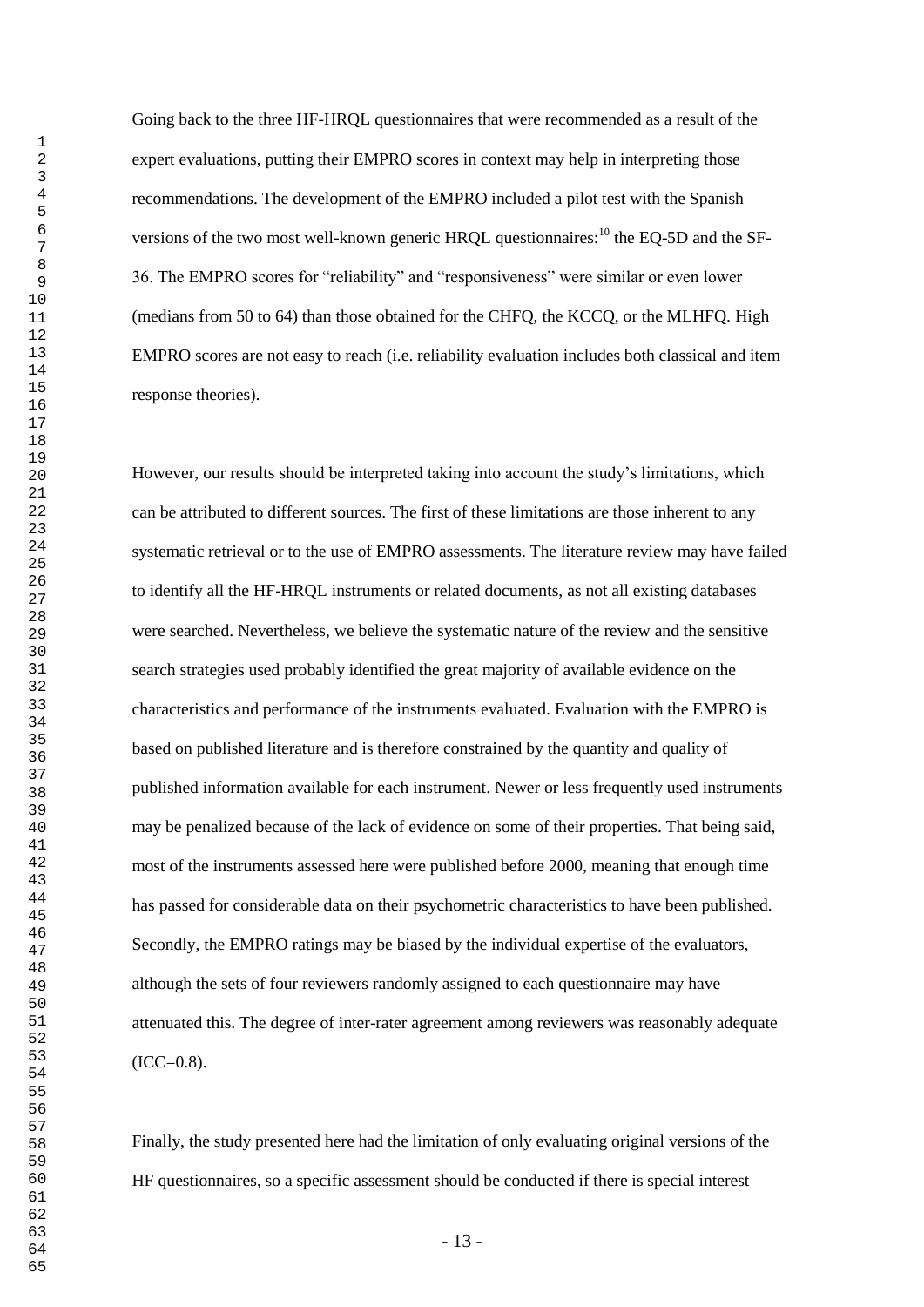Going back to the three HF-HRQL questionnaires that were recommended as a result of the expert evaluations, putting their EMPRO scores in context may help in interpreting those recommendations. The development of the EMPRO included a pilot test with the Spanish versions of the two most well-known generic HRQL questionnaires:[10] the EQ-5D and the SF-36. The EMPRO scores for "reliability" and "responsiveness" were similar or even lower (medians from 50 to 64) than those obtained for the CHFQ, the KCCQ, or the MLHFQ. High EMPRO scores are not easy to reach (i.e. reliability evaluation includes both classical and item response theories).

However, our results should be interpreted taking into account the study's limitations, which can be attributed to different sources. The first of these limitations are those inherent to any systematic retrieval or to the use of EMPRO assessments. The literature review may have failed to identify all the HF-HRQL instruments or related documents, as not all existing databases were searched. Nevertheless, we believe the systematic nature of the review and the sensitive search strategies used probably identified the great majority of available evidence on the characteristics and performance of the instruments evaluated. Evaluation with the EMPRO is based on published literature and is therefore constrained by the quantity and quality of published information available for each instrument. Newer or less frequently used instruments may be penalized because of the lack of evidence on some of their properties. That being said, most of the instruments assessed here were published before 2000, meaning that enough time has passed for considerable data on their psychometric characteristics to have been published. Secondly, the EMPRO ratings may be biased by the individual expertise of the evaluators, although the sets of four reviewers randomly assigned to each questionnaire may have attenuated this. The degree of inter-rater agreement among reviewers was reasonably adequate (ICC=0.8).

Finally, the study presented here had the limitation of only evaluating original versions of the HF questionnaires, so a specific assessment should be conducted if there is special interest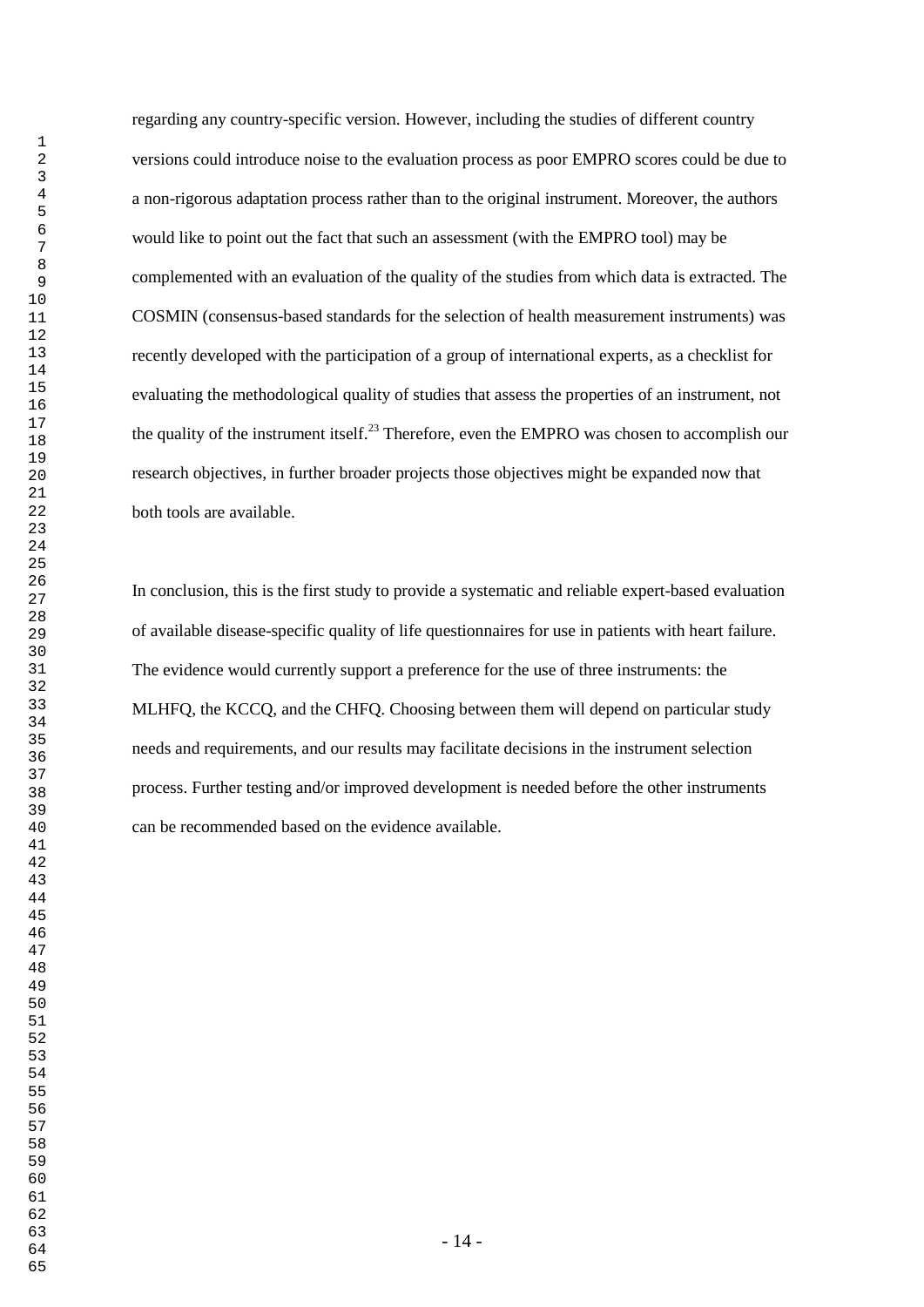regarding any country-specific version. However, including the studies of different country versions could introduce noise to the evaluation process as poor EMPRO scores could be due to a non-rigorous adaptation process rather than to the original instrument. Moreover, the authors would like to point out the fact that such an assessment (with the EMPRO tool) may be complemented with an evaluation of the quality of the studies from which data is extracted. The COSMIN (consensus-based standards for the selection of health measurement instruments) was recently developed with the participation of a group of international experts, as a checklist for evaluating the methodological quality of studies that assess the properties of an instrument, not the quality of the instrument itself.[23] Therefore, even the EMPRO was chosen to accomplish our research objectives, in further broader projects those objectives might be expanded now that both tools are available.

In conclusion, this is the first study to provide a systematic and reliable expert-based evaluation of available disease-specific quality of life questionnaires for use in patients with heart failure. The evidence would currently support a preference for the use of three instruments: the MLHFQ, the KCCQ, and the CHFQ. Choosing between them will depend on particular study needs and requirements, and our results may facilitate decisions in the instrument selection process. Further testing and/or improved development is needed before the other instruments can be recommended based on the evidence available.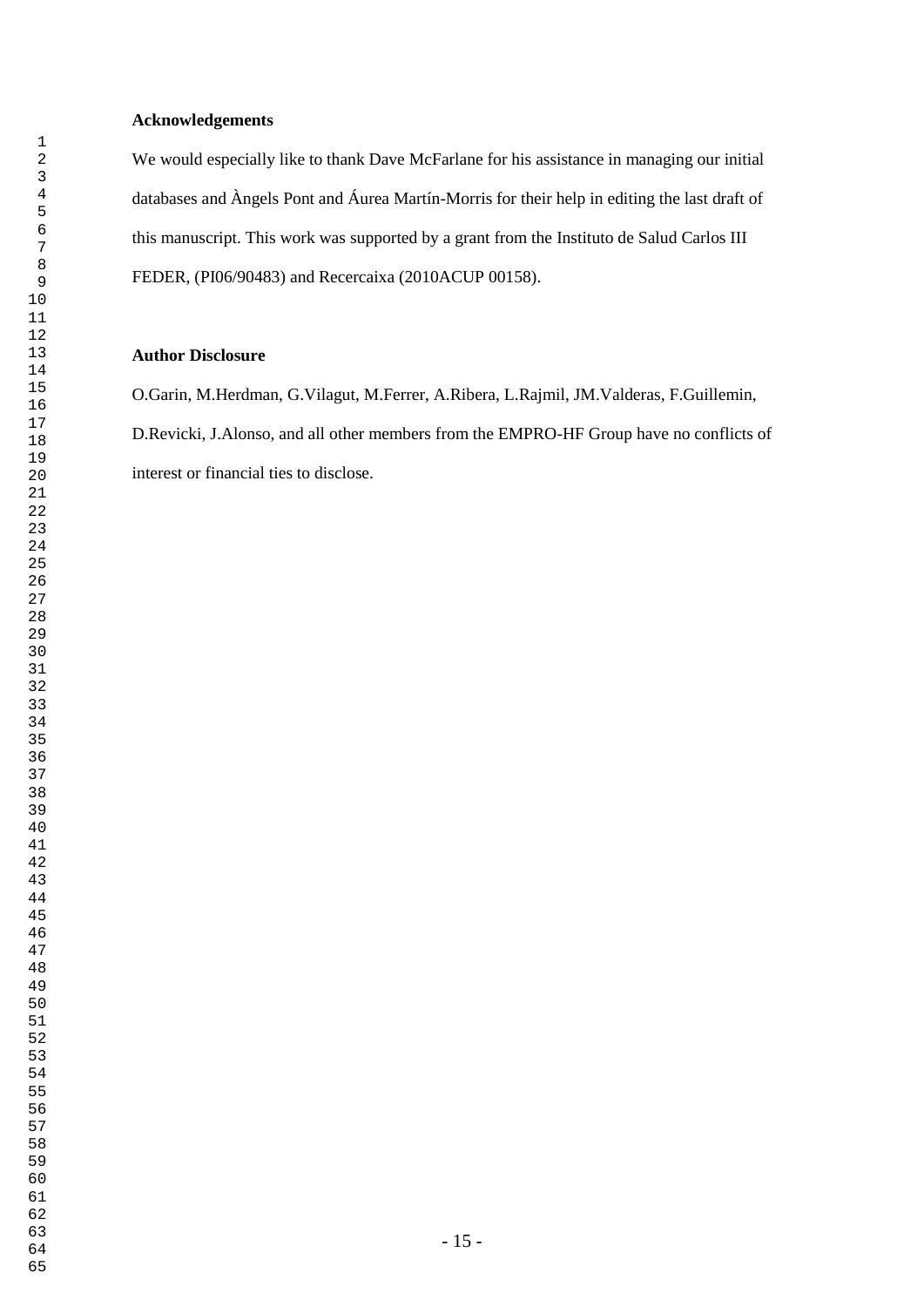**Acknowledgements**

We would especially like to thank Dave McFarlane for his assistance in managing our initial databases and Àngels Pont and Áurea Martín-Morris for their help in editing the last draft of this manuscript. This work was supported by a grant from the Instituto de Salud Carlos III FEDER, (PI06/90483) and Recercaixa (2010ACUP 00158).

**Author Disclosure**

O.Garin, M.Herdman, G.Vilagut, M.Ferrer, A.Ribera, L.Rajmil, JM.Valderas, F.Guillemin, D.Revicki, J.Alonso, and all other members from the EMPRO-HF Group have no conflicts of interest or financial ties to disclose.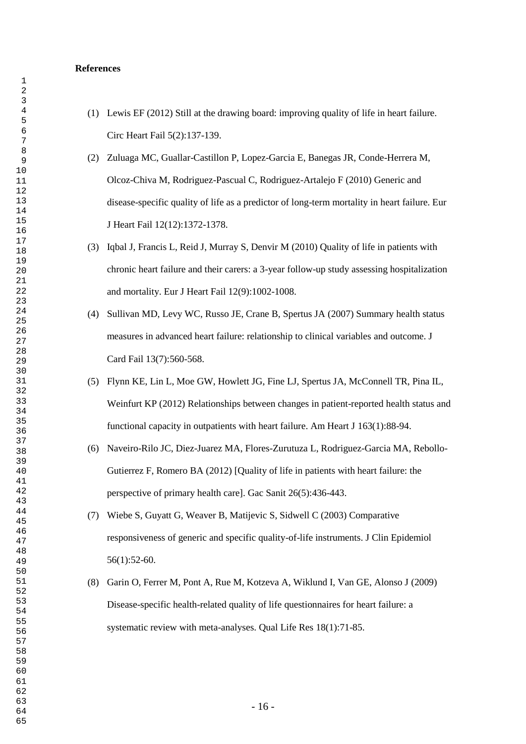**References**

(1) Lewis EF (2012) Still at the drawing board: improving quality of life in heart failure. Circ Heart Fail 5(2):137-139.

(2) Zuluaga MC, Guallar-Castillon P, Lopez-Garcia E, Banegas JR, Conde-Herrera M, Olcoz-Chiva M, Rodriguez-Pascual C, Rodriguez-Artalejo F (2010) Generic and disease-specific quality of life as a predictor of long-term mortality in heart failure. Eur J Heart Fail 12(12):1372-1378.

(3) Iqbal J, Francis L, Reid J, Murray S, Denvir M (2010) Quality of life in patients with chronic heart failure and their carers: a 3-year follow-up study assessing hospitalization and mortality. Eur J Heart Fail 12(9):1002-1008.

(4) Sullivan MD, Levy WC, Russo JE, Crane B, Spertus JA (2007) Summary health status measures in advanced heart failure: relationship to clinical variables and outcome. J Card Fail 13(7):560-568.

(5) Flynn KE, Lin L, Moe GW, Howlett JG, Fine LJ, Spertus JA, McConnell TR, Pina IL, Weinfurt KP (2012) Relationships between changes in patient-reported health status and functional capacity in outpatients with heart failure. Am Heart J 163(1):88-94.

(6) Naveiro-Rilo JC, Diez-Juarez MA, Flores-Zurutuza L, Rodriguez-Garcia MA, Rebollo-Gutierrez F, Romero BA (2012) [Quality of life in patients with heart failure: the perspective of primary health care]. Gac Sanit 26(5):436-443.

(7) Wiebe S, Guyatt G, Weaver B, Matijevic S, Sidwell C (2003) Comparative responsiveness of generic and specific quality-of-life instruments. J Clin Epidemiol 56(1):52-60.

(8) Garin O, Ferrer M, Pont A, Rue M, Kotzeva A, Wiklund I, Van GE, Alonso J (2009) Disease-specific health-related quality of life questionnaires for heart failure: a systematic review with meta-analyses. Qual Life Res 18(1):71-85.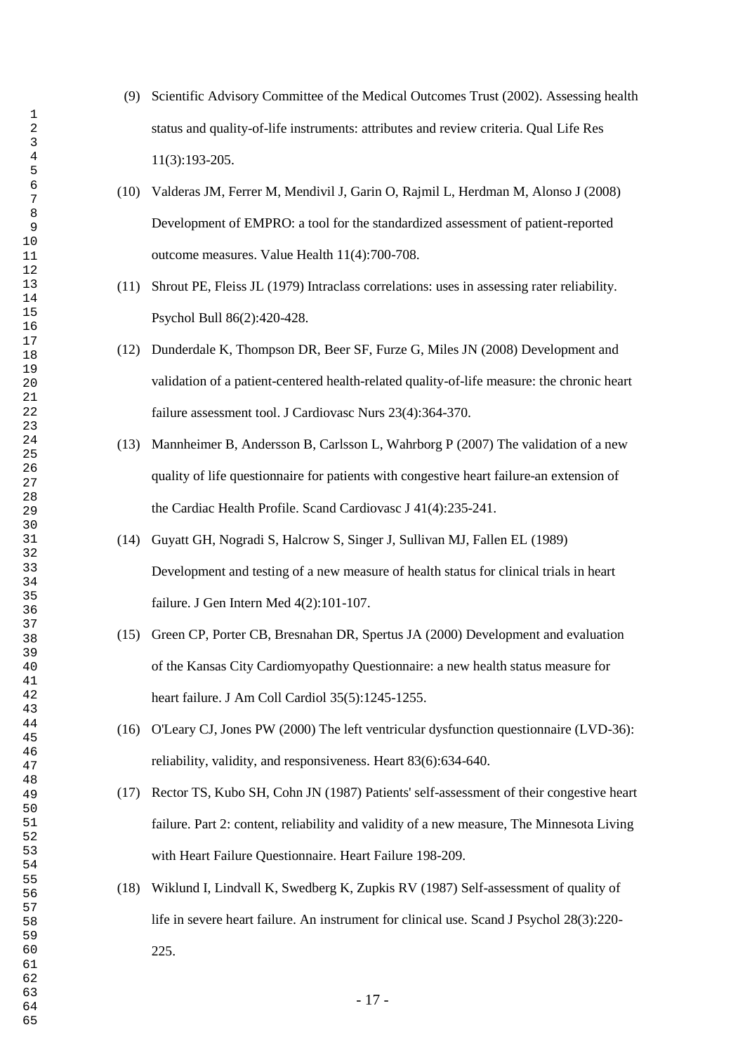(9) Scientific Advisory Committee of the Medical Outcomes Trust (2002). Assessing health status and quality-of-life instruments: attributes and review criteria. Qual Life Res 11(3):193-205.

(10) Valderas JM, Ferrer M, Mendivil J, Garin O, Rajmil L, Herdman M, Alonso J (2008) Development of EMPRO: a tool for the standardized assessment of patient-reported outcome measures. Value Health 11(4):700-708.

(11) Shrout PE, Fleiss JL (1979) Intraclass correlations: uses in assessing rater reliability. Psychol Bull 86(2):420-428.

(12) Dunderdale K, Thompson DR, Beer SF, Furze G, Miles JN (2008) Development and validation of a patient-centered health-related quality-of-life measure: the chronic heart failure assessment tool. J Cardiovasc Nurs 23(4):364-370.

(13) Mannheimer B, Andersson B, Carlsson L, Wahrborg P (2007) The validation of a new quality of life questionnaire for patients with congestive heart failure-an extension of the Cardiac Health Profile. Scand Cardiovasc J 41(4):235-241.

(14) Guyatt GH, Nogradi S, Halcrow S, Singer J, Sullivan MJ, Fallen EL (1989) Development and testing of a new measure of health status for clinical trials in heart failure. J Gen Intern Med 4(2):101-107.

(15) Green CP, Porter CB, Bresnahan DR, Spertus JA (2000) Development and evaluation of the Kansas City Cardiomyopathy Questionnaire: a new health status measure for heart failure. J Am Coll Cardiol 35(5):1245-1255.

(16) O'Leary CJ, Jones PW (2000) The left ventricular dysfunction questionnaire (LVD-36): reliability, validity, and responsiveness. Heart 83(6):634-640.

(17) Rector TS, Kubo SH, Cohn JN (1987) Patients' self-assessment of their congestive heart failure. Part 2: content, reliability and validity of a new measure, The Minnesota Living with Heart Failure Questionnaire. Heart Failure 198-209.

(18) Wiklund I, Lindvall K, Swedberg K, Zupkis RV (1987) Self-assessment of quality of life in severe heart failure. An instrument for clinical use. Scand J Psychol 28(3):220-225.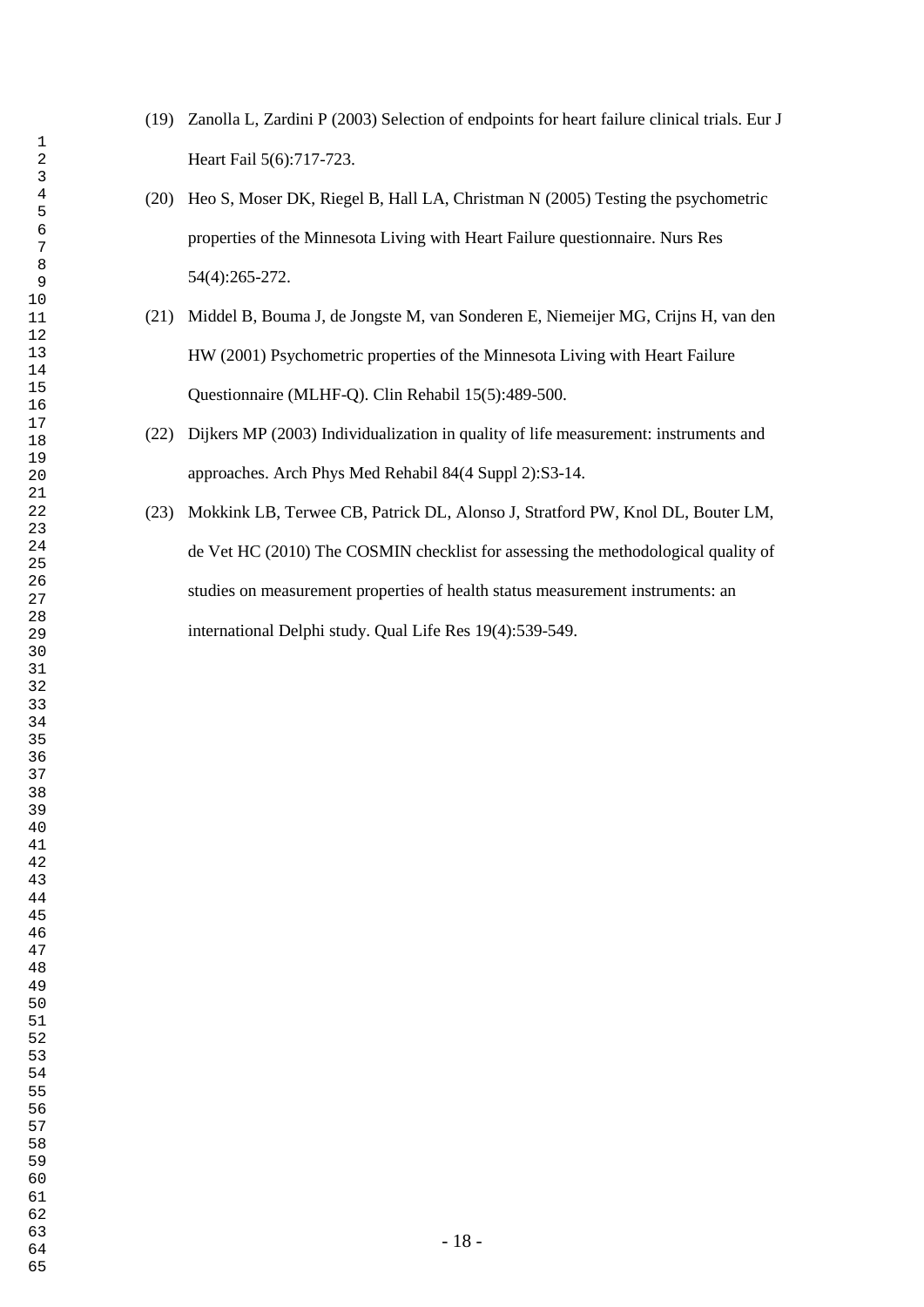(19) Zanolla L, Zardini P (2003) Selection of endpoints for heart failure clinical trials. Eur J Heart Fail 5(6):717-723.

(20) Heo S, Moser DK, Riegel B, Hall LA, Christman N (2005) Testing the psychometric properties of the Minnesota Living with Heart Failure questionnaire. Nurs Res 54(4):265-272.

(21) Middel B, Bouma J, de Jongste M, van Sonderen E, Niemeijer MG, Crijns H, van den HW (2001) Psychometric properties of the Minnesota Living with Heart Failure Questionnaire (MLHF-Q). Clin Rehabil 15(5):489-500.

(22) Dijkers MP (2003) Individualization in quality of life measurement: instruments and approaches. Arch Phys Med Rehabil 84(4 Suppl 2):S3-14.

(23) Mokkink LB, Terwee CB, Patrick DL, Alonso J, Stratford PW, Knol DL, Bouter LM, de Vet HC (2010) The COSMIN checklist for assessing the methodological quality of studies on measurement properties of health status measurement instruments: an international Delphi study. Qual Life Res 19(4):539-549.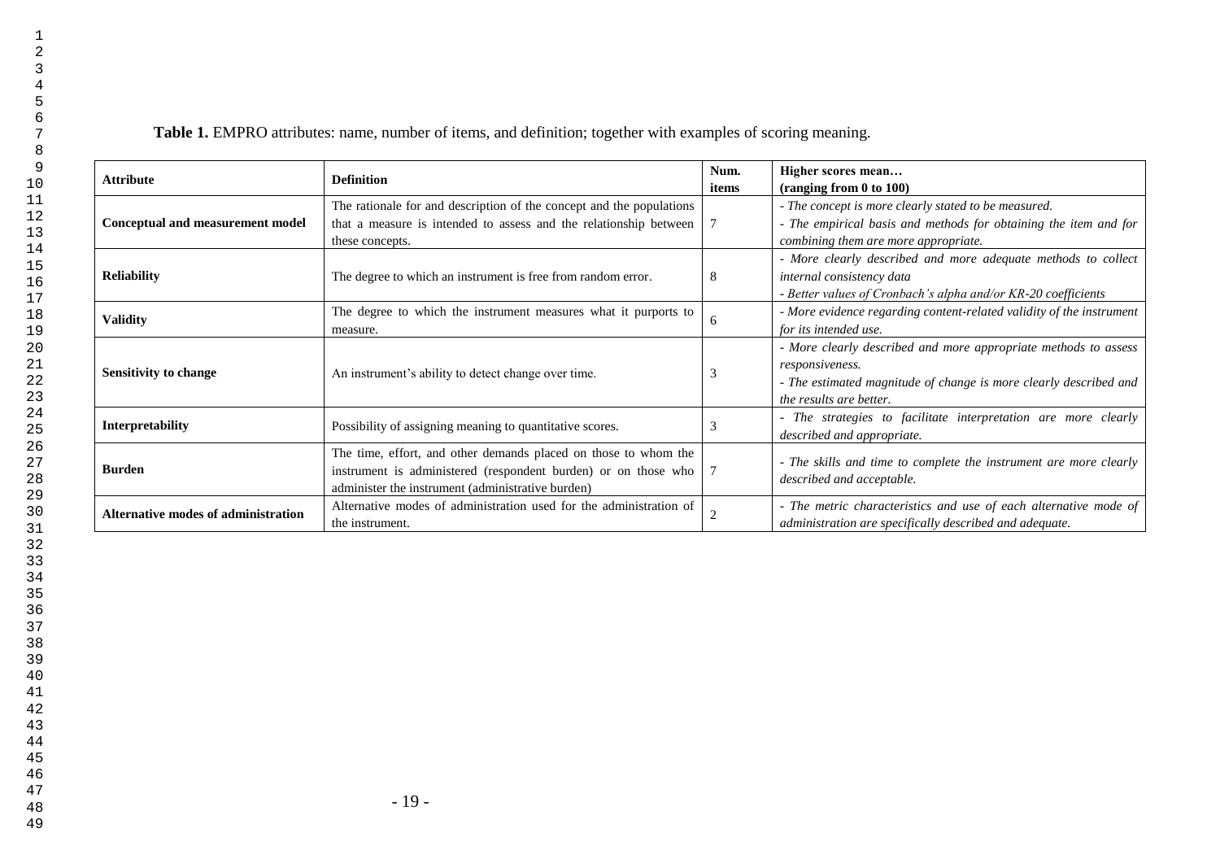**Table 1.** EMPRO attributes: name, number of items, and definition; together with examples of scoring meaning.

| Attribute | Definition | Num. items | Higher scores mean… (ranging from 0 to 100) |
|---|---|---|---|
| **Conceptual and measurement model** | The rationale for and description of the concept and the populations that a measure is intended to assess and the relationship between these concepts. | 7 | *- The concept is more clearly stated to be measured.* *- The empirical basis and methods for obtaining the item and for combining them are more appropriate.* |
| **Reliability** | The degree to which an instrument is free from random error. | 8 | *- More clearly described and more adequate methods to collect internal consistency data* *- Better values of Cronbach's alpha and/or KR-20 coefficients* |
| **Validity** | The degree to which the instrument measures what it purports to measure. | 6 | *- More evidence regarding content-related validity of the instrument for its intended use.* |
| **Sensitivity to change** | An instrument's ability to detect change over time. | 3 | *- More clearly described and more appropriate methods to assess responsiveness.* *- The estimated magnitude of change is more clearly described and the results are better.* |
| **Interpretability** | Possibility of assigning meaning to quantitative scores. | 3 | *- The strategies to facilitate interpretation are more clearly described and appropriate.* |
| **Burden** | The time, effort, and other demands placed on those to whom the instrument is administered (respondent burden) or on those who administer the instrument (administrative burden) | 7 | *- The skills and time to complete the instrument are more clearly described and acceptable.* |
| **Alternative modes of administration** | Alternative modes of administration used for the administration of the instrument. | 2 | *- The metric characteristics and use of each alternative mode of administration are specifically described and adequate.* |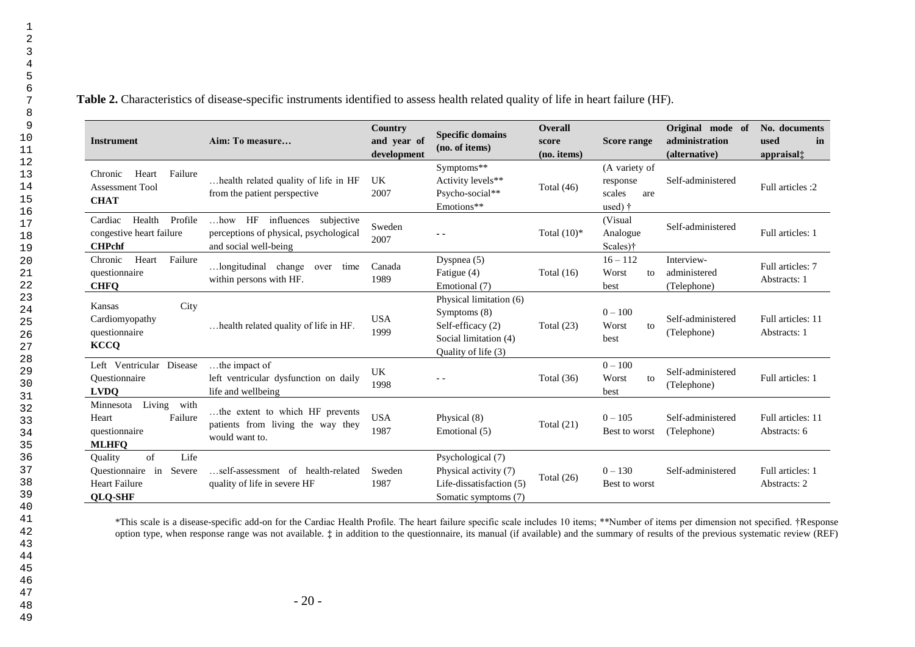**Table 2.** Characteristics of disease-specific instruments identified to assess health related quality of life in heart failure (HF).

| Instrument | Aim: To measure… | Country and year of development | Specific domains (no. of items) | Overall score (no. items) | Score range | Original mode of administration (alternative) | No. documents used in appraisal‡ |
|---|---|---|---|---|---|---|---|
| Chronic Heart Failure Assessment Tool **CHAT** | …health related quality of life in HF from the patient perspective | UK 2007 | Symptoms** Activity levels** Psycho-social** Emotions** | Total (46) | (A variety of response scales are used) † | Self-administered | Full articles :2 |
| Cardiac Health Profile congestive heart failure **CHPchf** | …how HF influences subjective perceptions of physical, psychological and social well-being | Sweden 2007 | - - | Total (10)* | (Visual Analogue Scales)† | Self-administered | Full articles: 1 |
| Chronic Heart Failure questionnaire **CHFQ** | …longitudinal change over time within persons with HF. | Canada 1989 | Dyspnea (5) Fatigue (4) Emotional (7) | Total (16) | 16 – 112 Worst to best | Interview-administered (Telephone) | Full articles: 7 Abstracts: 1 |
| Kansas City Cardiomyopathy questionnaire **KCCQ** | …health related quality of life in HF. | USA 1999 | Physical limitation (6) Symptoms (8) Self-efficacy (2) Social limitation (4) Quality of life (3) | Total (23) | 0 – 100 Worst to best | Self-administered (Telephone) | Full articles: 11 Abstracts: 1 |
| Left Ventricular Disease Questionnaire **LVDQ** | …the impact of left ventricular dysfunction on daily life and wellbeing | UK 1998 | - - | Total (36) | 0 – 100 Worst to best | Self-administered (Telephone) | Full articles: 1 |
| Minnesota Living with Heart Failure questionnaire **MLHFQ** | …the extent to which HF prevents patients from living the way they would want to. | USA 1987 | Physical (8) Emotional (5) | Total (21) | 0 – 105 Best to worst | Self-administered (Telephone) | Full articles: 11 Abstracts: 6 |
| Quality of Life Questionnaire in Severe Heart Failure **QLQ-SHF** | …self-assessment of health-related quality of life in severe HF | Sweden 1987 | Psychological (7) Physical activity (7) Life-dissatisfaction (5) Somatic symptoms (7) | Total (26) | 0 – 130 Best to worst | Self-administered | Full articles: 1 Abstracts: 2 |

*This scale is a disease-specific add-on for the Cardiac Health Profile. The heart failure specific scale includes 10 items; **Number of items per dimension not specified. †Response option type, when response range was not available. ‡ in addition to the questionnaire, its manual (if available) and the summary of results of the previous systematic review (REF)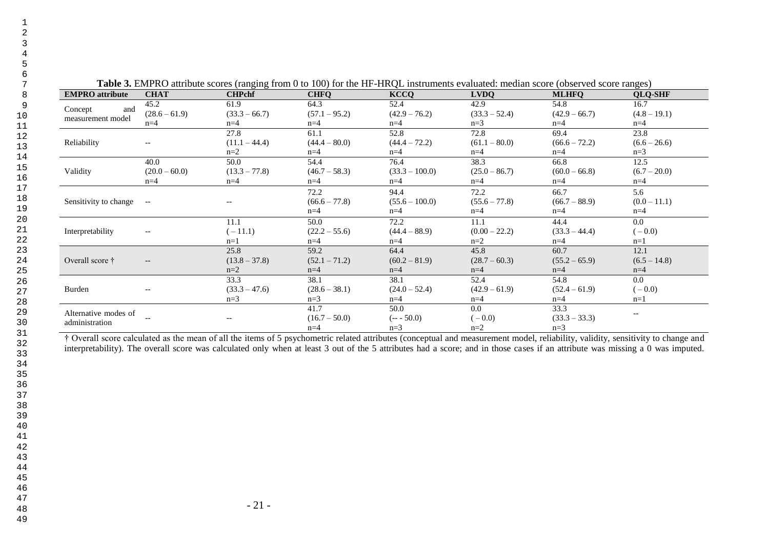**Table 3.** EMPRO attribute scores (ranging from 0 to 100) for the HF-HRQL instruments evaluated: median score (observed score ranges)

| EMPRO attribute | CHAT | CHPchf | CHFQ | KCCQ | LVDQ | MLHFQ | QLQ-SHF |
|---|---|---|---|---|---|---|---|
| Concept and measurement model | 45.2 (28.6 – 61.9) n=4 | 61.9 (33.3 – 66.7) n=4 | 64.3 (57.1 – 95.2) n=4 | 52.4 (42.9 – 76.2) n=4 | 42.9 (33.3 – 52.4) n=3 | 54.8 (42.9 – 66.7) n=4 | 16.7 (4.8 – 19.1) n=4 |
| Reliability | -- | 27.8 (11.1 – 44.4) n=2 | 61.1 (44.4 – 80.0) n=4 | 52.8 (44.4 – 72.2) n=4 | 72.8 (61.1 – 80.0) n=4 | 69.4 (66.6 – 72.2) n=4 | 23.8 (6.6 – 26.6) n=3 |
| Validity | 40.0 (20.0 – 60.0) n=4 | 50.0 (13.3 – 77.8) n=4 | 54.4 (46.7 – 58.3) n=4 | 76.4 (33.3 – 100.0) n=4 | 38.3 (25.0 – 86.7) n=4 | 66.8 (60.0 – 66.8) n=4 | 12.5 (6.7 – 20.0) n=4 |
| Sensitivity to change | -- | -- | 72.2 (66.6 – 77.8) n=4 | 94.4 (55.6 – 100.0) n=4 | 72.2 (55.6 – 77.8) n=4 | 66.7 (66.7 – 88.9) n=4 | 5.6 (0.0 – 11.1) n=4 |
| Interpretability | -- | 11.1 ( – 11.1) n=1 | 50.0 (22.2 – 55.6) n=4 | 72.2 (44.4 – 88.9) n=4 | 11.1 (0.00 – 22.2) n=2 | 44.4 (33.3 – 44.4) n=4 | 0.0 ( – 0.0) n=1 |
| Overall score † | -- | 25.8 (13.8 – 37.8) n=2 | 59.2 (52.1 – 71.2) n=4 | 64.4 (60.2 – 81.9) n=4 | 45.8 (28.7 – 60.3) n=4 | 60.7 (55.2 – 65.9) n=4 | 12.1 (6.5 – 14.8) n=4 |
| Burden | -- | 33.3 (33.3 – 47.6) n=3 | 38.1 (28.6 – 38.1) n=3 | 38.1 (24.0 – 52.4) n=4 | 52.4 (42.9 – 61.9) n=4 | 54.8 (52.4 – 61.9) n=4 | 0.0 ( – 0.0) n=1 |
| Alternative modes of administration | -- | -- | 41.7 (16.7 – 50.0) n=4 | 50.0 (-- - 50.0) n=3 | 0.0 ( – 0.0) n=2 | 33.3 (33.3 – 33.3) n=3 | -- |

† Overall score calculated as the mean of all the items of 5 psychometric related attributes (conceptual and measurement model, reliability, validity, sensitivity to change and interpretability). The overall score was calculated only when at least 3 out of the 5 attributes had a score; and in those cases if an attribute was missing a 0 was imputed.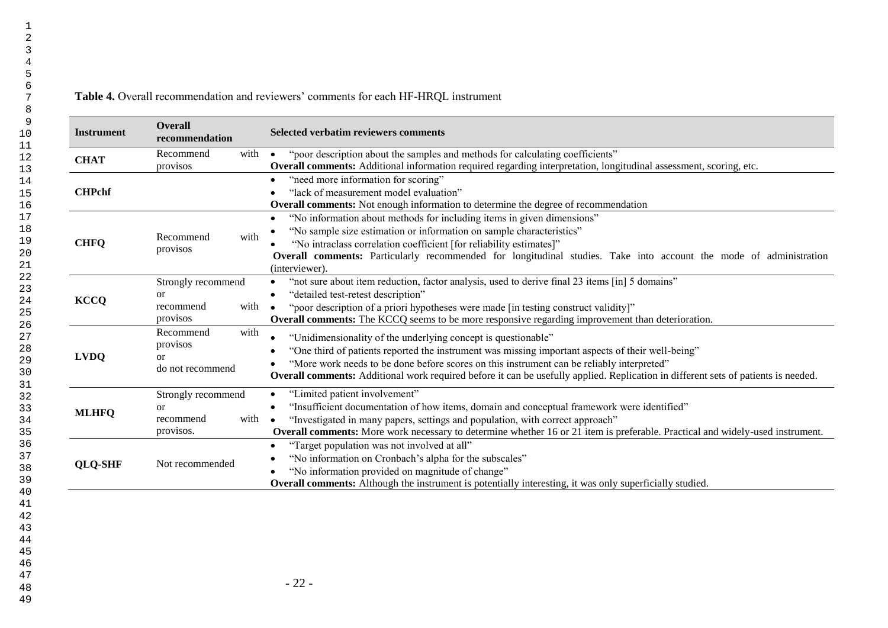**Table 4.** Overall recommendation and reviewers' comments for each HF-HRQL instrument

| Instrument | Overall recommendation | Selected verbatim reviewers comments |
|---|---|---|
| **CHAT** | Recommend with provisos | • "poor description about the samples and methods for calculating coefficients"<br>**Overall comments:** Additional information required regarding interpretation, longitudinal assessment, scoring, etc. |
| **CHPchf** | | • "need more information for scoring"<br>• "lack of measurement model evaluation"<br>**Overall comments:** Not enough information to determine the degree of recommendation |
| **CHFQ** | Recommend with provisos | • "No information about methods for including items in given dimensions"<br>• "No sample size estimation or information on sample characteristics"<br>• "No intraclass correlation coefficient [for reliability estimates]"<br>**Overall comments:** Particularly recommended for longitudinal studies. Take into account the mode of administration (interviewer). |
| **KCCQ** | Strongly recommend or recommend with provisos | • "not sure about item reduction, factor analysis, used to derive final 23 items [in] 5 domains"<br>• "detailed test-retest description"<br>• "poor description of a priori hypotheses were made [in testing construct validity]"<br>**Overall comments:** The KCCQ seems to be more responsive regarding improvement than deterioration. |
| **LVDQ** | Recommend with provisos or do not recommend | • "Unidimensionality of the underlying concept is questionable"<br>• "One third of patients reported the instrument was missing important aspects of their well-being"<br>• "More work needs to be done before scores on this instrument can be reliably interpreted"<br>**Overall comments:** Additional work required before it can be usefully applied. Replication in different sets of patients is needed. |
| **MLHFQ** | Strongly recommend or recommend with provisos. | • "Limited patient involvement"<br>• "Insufficient documentation of how items, domain and conceptual framework were identified"<br>• "Investigated in many papers, settings and population, with correct approach"<br>**Overall comments:** More work necessary to determine whether 16 or 21 item is preferable. Practical and widely-used instrument. |
| **QLQ-SHF** | Not recommended | • "Target population was not involved at all"<br>• "No information on Cronbach's alpha for the subscales"<br>• "No information provided on magnitude of change"<br>**Overall comments:** Although the instrument is potentially interesting, it was only superficially studied. |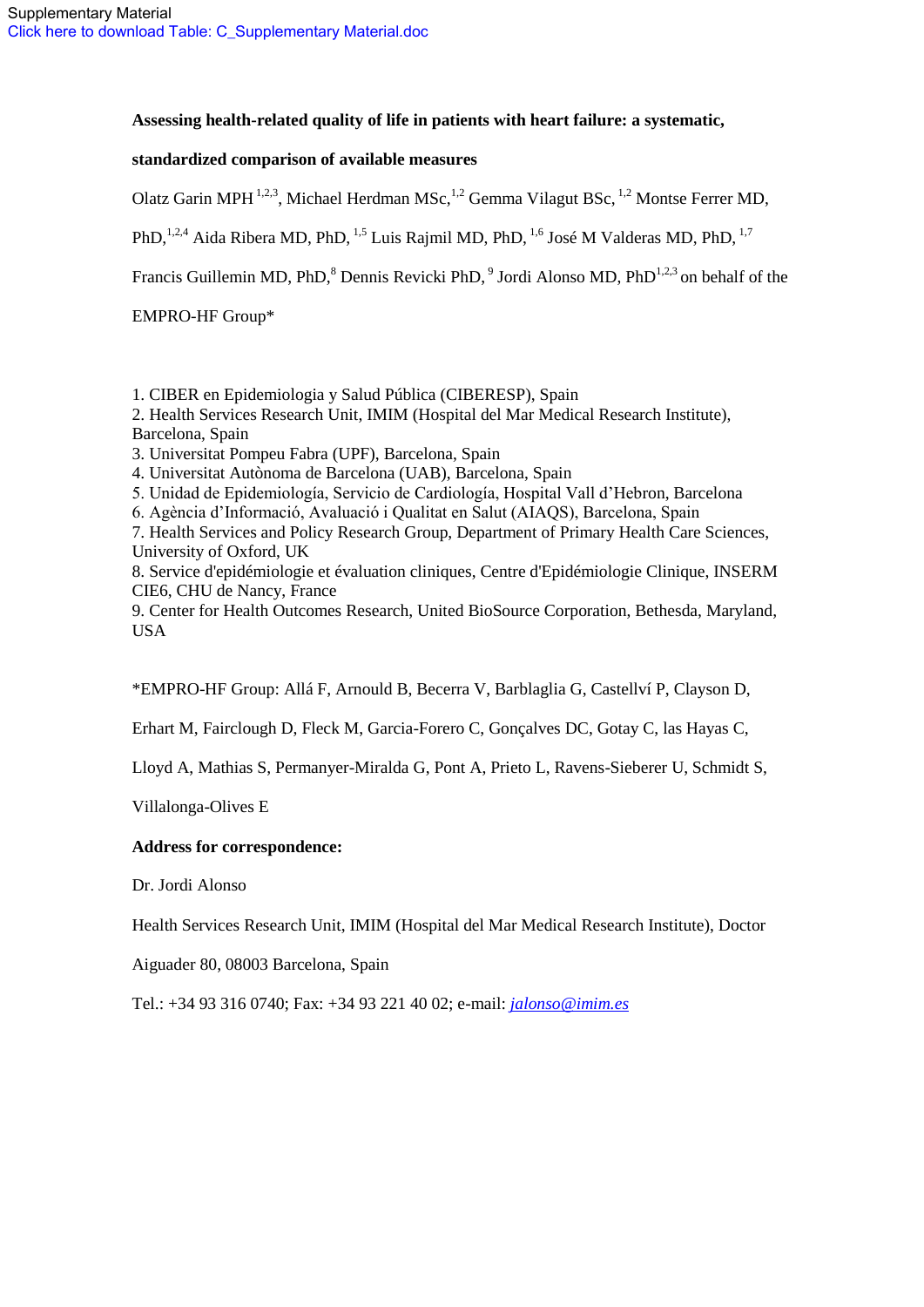Supplementary Material
Click here to download Table: C_Supplementary Material.doc

**Assessing health-related quality of life in patients with heart failure: a systematic, standardized comparison of available measures**

Olatz Garin MPH [1,2,3], Michael Herdman MSc,[1,2] Gemma Vilagut BSc, [1,2] Montse Ferrer MD, PhD,[1,2,4] Aida Ribera MD, PhD, [1,5] Luis Rajmil MD, PhD, [1,6] José M Valderas MD, PhD, [1,7] Francis Guillemin MD, PhD,[8] Dennis Revicki PhD, [9] Jordi Alonso MD, PhD[1,2,3] on behalf of the EMPRO-HF Group*

1. CIBER en Epidemiologia y Salud Pública (CIBERESP), Spain
2. Health Services Research Unit, IMIM (Hospital del Mar Medical Research Institute), Barcelona, Spain
3. Universitat Pompeu Fabra (UPF), Barcelona, Spain
4. Universitat Autònoma de Barcelona (UAB), Barcelona, Spain
5. Unidad de Epidemiología, Servicio de Cardiología, Hospital Vall d'Hebron, Barcelona
6. Agència d'Informació, Avaluació i Qualitat en Salut (AIAQS), Barcelona, Spain
7. Health Services and Policy Research Group, Department of Primary Health Care Sciences, University of Oxford, UK
8. Service d'epidémiologie et évaluation cliniques, Centre d'Epidémiologie Clinique, INSERM CIE6, CHU de Nancy, France
9. Center for Health Outcomes Research, United BioSource Corporation, Bethesda, Maryland, USA

*EMPRO-HF Group: Allá F, Arnould B, Becerra V, Barblaglia G, Castellví P, Clayson D, Erhart M, Fairclough D, Fleck M, Garcia-Forero C, Gonçalves DC, Gotay C, las Hayas C, Lloyd A, Mathias S, Permanyer-Miralda G, Pont A, Prieto L, Ravens-Sieberer U, Schmidt S, Villalonga-Olives E

**Address for correspondence:**

Dr. Jordi Alonso

Health Services Research Unit, IMIM (Hospital del Mar Medical Research Institute), Doctor Aiguader 80, 08003 Barcelona, Spain

Tel.: +34 93 316 0740; Fax: +34 93 221 40 02; e-mail: *jalonso@imim.es*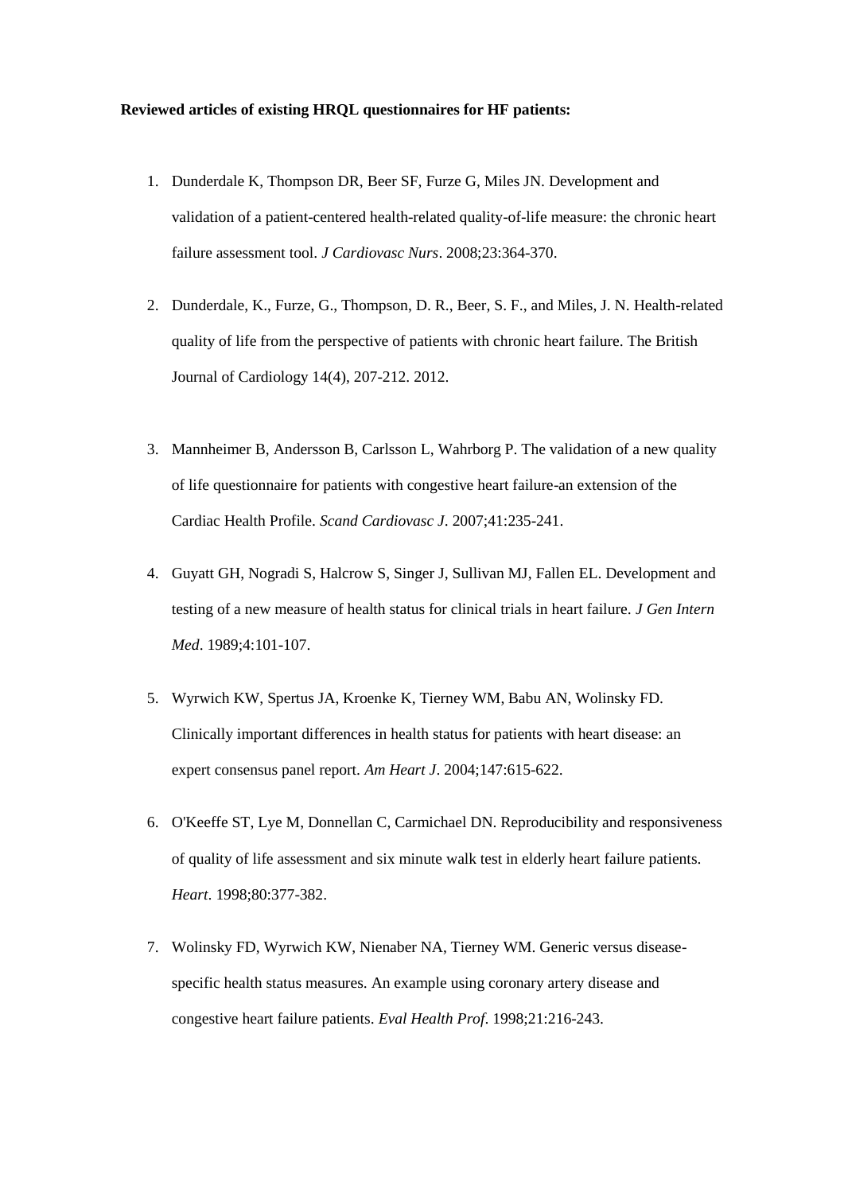**Reviewed articles of existing HRQL questionnaires for HF patients:**

1. Dunderdale K, Thompson DR, Beer SF, Furze G, Miles JN. Development and validation of a patient-centered health-related quality-of-life measure: the chronic heart failure assessment tool. *J Cardiovasc Nurs*. 2008;23:364-370.

2. Dunderdale, K., Furze, G., Thompson, D. R., Beer, S. F., and Miles, J. N. Health-related quality of life from the perspective of patients with chronic heart failure. The British Journal of Cardiology 14(4), 207-212. 2012.

3. Mannheimer B, Andersson B, Carlsson L, Wahrborg P. The validation of a new quality of life questionnaire for patients with congestive heart failure-an extension of the Cardiac Health Profile. *Scand Cardiovasc J*. 2007;41:235-241.

4. Guyatt GH, Nogradi S, Halcrow S, Singer J, Sullivan MJ, Fallen EL. Development and testing of a new measure of health status for clinical trials in heart failure. *J Gen Intern Med*. 1989;4:101-107.

5. Wyrwich KW, Spertus JA, Kroenke K, Tierney WM, Babu AN, Wolinsky FD. Clinically important differences in health status for patients with heart disease: an expert consensus panel report. *Am Heart J*. 2004;147:615-622.

6. O'Keeffe ST, Lye M, Donnellan C, Carmichael DN. Reproducibility and responsiveness of quality of life assessment and six minute walk test in elderly heart failure patients. *Heart*. 1998;80:377-382.

7. Wolinsky FD, Wyrwich KW, Nienaber NA, Tierney WM. Generic versus disease-specific health status measures. An example using coronary artery disease and congestive heart failure patients. *Eval Health Prof*. 1998;21:216-243.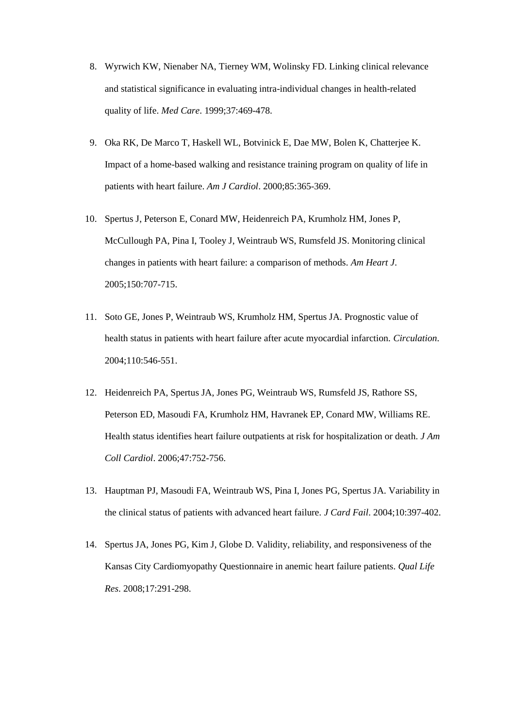8. Wyrwich KW, Nienaber NA, Tierney WM, Wolinsky FD. Linking clinical relevance and statistical significance in evaluating intra-individual changes in health-related quality of life. *Med Care*. 1999;37:469-478.

9. Oka RK, De Marco T, Haskell WL, Botvinick E, Dae MW, Bolen K, Chatterjee K. Impact of a home-based walking and resistance training program on quality of life in patients with heart failure. *Am J Cardiol*. 2000;85:365-369.

10. Spertus J, Peterson E, Conard MW, Heidenreich PA, Krumholz HM, Jones P, McCullough PA, Pina I, Tooley J, Weintraub WS, Rumsfeld JS. Monitoring clinical changes in patients with heart failure: a comparison of methods. *Am Heart J*. 2005;150:707-715.

11. Soto GE, Jones P, Weintraub WS, Krumholz HM, Spertus JA. Prognostic value of health status in patients with heart failure after acute myocardial infarction. *Circulation*. 2004;110:546-551.

12. Heidenreich PA, Spertus JA, Jones PG, Weintraub WS, Rumsfeld JS, Rathore SS, Peterson ED, Masoudi FA, Krumholz HM, Havranek EP, Conard MW, Williams RE. Health status identifies heart failure outpatients at risk for hospitalization or death. *J Am Coll Cardiol*. 2006;47:752-756.

13. Hauptman PJ, Masoudi FA, Weintraub WS, Pina I, Jones PG, Spertus JA. Variability in the clinical status of patients with advanced heart failure. *J Card Fail*. 2004;10:397-402.

14. Spertus JA, Jones PG, Kim J, Globe D. Validity, reliability, and responsiveness of the Kansas City Cardiomyopathy Questionnaire in anemic heart failure patients. *Qual Life Res*. 2008;17:291-298.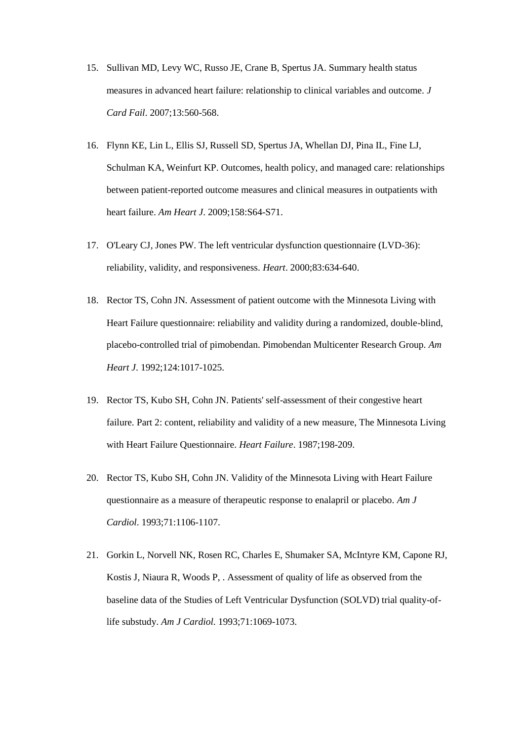15. Sullivan MD, Levy WC, Russo JE, Crane B, Spertus JA. Summary health status measures in advanced heart failure: relationship to clinical variables and outcome. *J Card Fail*. 2007;13:560-568.

16. Flynn KE, Lin L, Ellis SJ, Russell SD, Spertus JA, Whellan DJ, Pina IL, Fine LJ, Schulman KA, Weinfurt KP. Outcomes, health policy, and managed care: relationships between patient-reported outcome measures and clinical measures in outpatients with heart failure. *Am Heart J*. 2009;158:S64-S71.

17. O'Leary CJ, Jones PW. The left ventricular dysfunction questionnaire (LVD-36): reliability, validity, and responsiveness. *Heart*. 2000;83:634-640.

18. Rector TS, Cohn JN. Assessment of patient outcome with the Minnesota Living with Heart Failure questionnaire: reliability and validity during a randomized, double-blind, placebo-controlled trial of pimobendan. Pimobendan Multicenter Research Group. *Am Heart J*. 1992;124:1017-1025.

19. Rector TS, Kubo SH, Cohn JN. Patients' self-assessment of their congestive heart failure. Part 2: content, reliability and validity of a new measure, The Minnesota Living with Heart Failure Questionnaire. *Heart Failure*. 1987;198-209.

20. Rector TS, Kubo SH, Cohn JN. Validity of the Minnesota Living with Heart Failure questionnaire as a measure of therapeutic response to enalapril or placebo. *Am J Cardiol*. 1993;71:1106-1107.

21. Gorkin L, Norvell NK, Rosen RC, Charles E, Shumaker SA, McIntyre KM, Capone RJ, Kostis J, Niaura R, Woods P, . Assessment of quality of life as observed from the baseline data of the Studies of Left Ventricular Dysfunction (SOLVD) trial quality-of-life substudy. *Am J Cardiol*. 1993;71:1069-1073.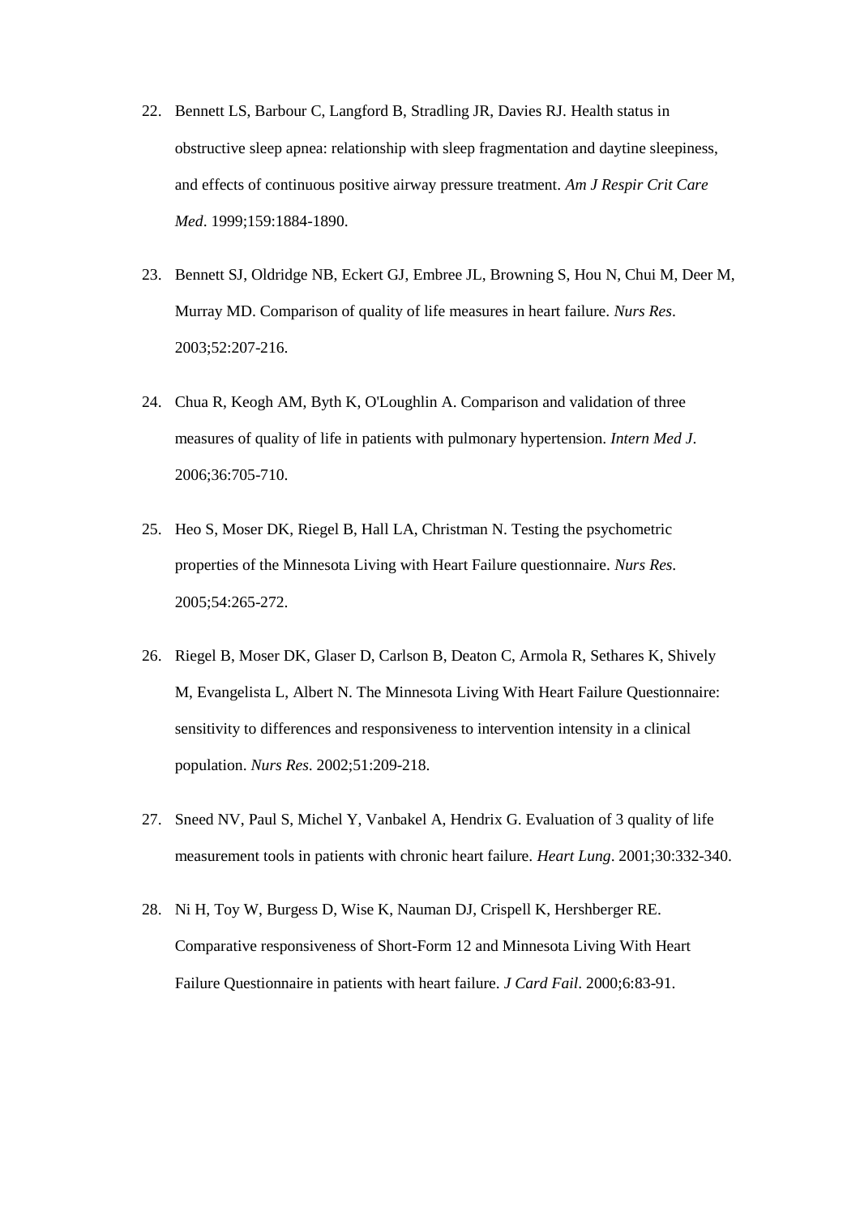22. Bennett LS, Barbour C, Langford B, Stradling JR, Davies RJ. Health status in obstructive sleep apnea: relationship with sleep fragmentation and daytine sleepiness, and effects of continuous positive airway pressure treatment. *Am J Respir Crit Care Med*. 1999;159:1884-1890.

23. Bennett SJ, Oldridge NB, Eckert GJ, Embree JL, Browning S, Hou N, Chui M, Deer M, Murray MD. Comparison of quality of life measures in heart failure. *Nurs Res*. 2003;52:207-216.

24. Chua R, Keogh AM, Byth K, O'Loughlin A. Comparison and validation of three measures of quality of life in patients with pulmonary hypertension. *Intern Med J*. 2006;36:705-710.

25. Heo S, Moser DK, Riegel B, Hall LA, Christman N. Testing the psychometric properties of the Minnesota Living with Heart Failure questionnaire. *Nurs Res*. 2005;54:265-272.

26. Riegel B, Moser DK, Glaser D, Carlson B, Deaton C, Armola R, Sethares K, Shively M, Evangelista L, Albert N. The Minnesota Living With Heart Failure Questionnaire: sensitivity to differences and responsiveness to intervention intensity in a clinical population. *Nurs Res*. 2002;51:209-218.

27. Sneed NV, Paul S, Michel Y, Vanbakel A, Hendrix G. Evaluation of 3 quality of life measurement tools in patients with chronic heart failure. *Heart Lung*. 2001;30:332-340.

28. Ni H, Toy W, Burgess D, Wise K, Nauman DJ, Crispell K, Hershberger RE. Comparative responsiveness of Short-Form 12 and Minnesota Living With Heart Failure Questionnaire in patients with heart failure. *J Card Fail*. 2000;6:83-91.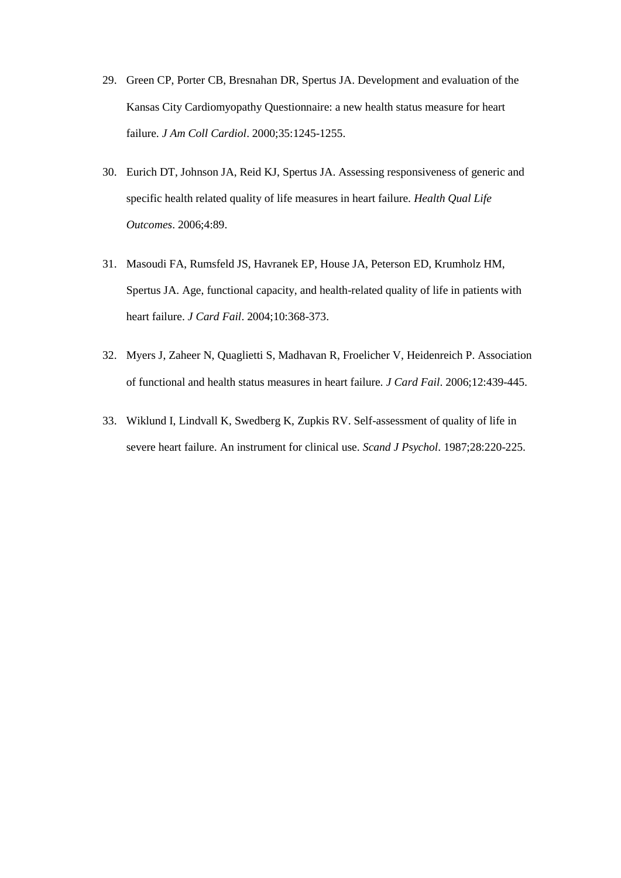29. Green CP, Porter CB, Bresnahan DR, Spertus JA. Development and evaluation of the Kansas City Cardiomyopathy Questionnaire: a new health status measure for heart failure. *J Am Coll Cardiol*. 2000;35:1245-1255.

30. Eurich DT, Johnson JA, Reid KJ, Spertus JA. Assessing responsiveness of generic and specific health related quality of life measures in heart failure. *Health Qual Life Outcomes*. 2006;4:89.

31. Masoudi FA, Rumsfeld JS, Havranek EP, House JA, Peterson ED, Krumholz HM, Spertus JA. Age, functional capacity, and health-related quality of life in patients with heart failure. *J Card Fail*. 2004;10:368-373.

32. Myers J, Zaheer N, Quaglietti S, Madhavan R, Froelicher V, Heidenreich P. Association of functional and health status measures in heart failure. *J Card Fail*. 2006;12:439-445.

33. Wiklund I, Lindvall K, Swedberg K, Zupkis RV. Self-assessment of quality of life in severe heart failure. An instrument for clinical use. *Scand J Psychol*. 1987;28:220-225.